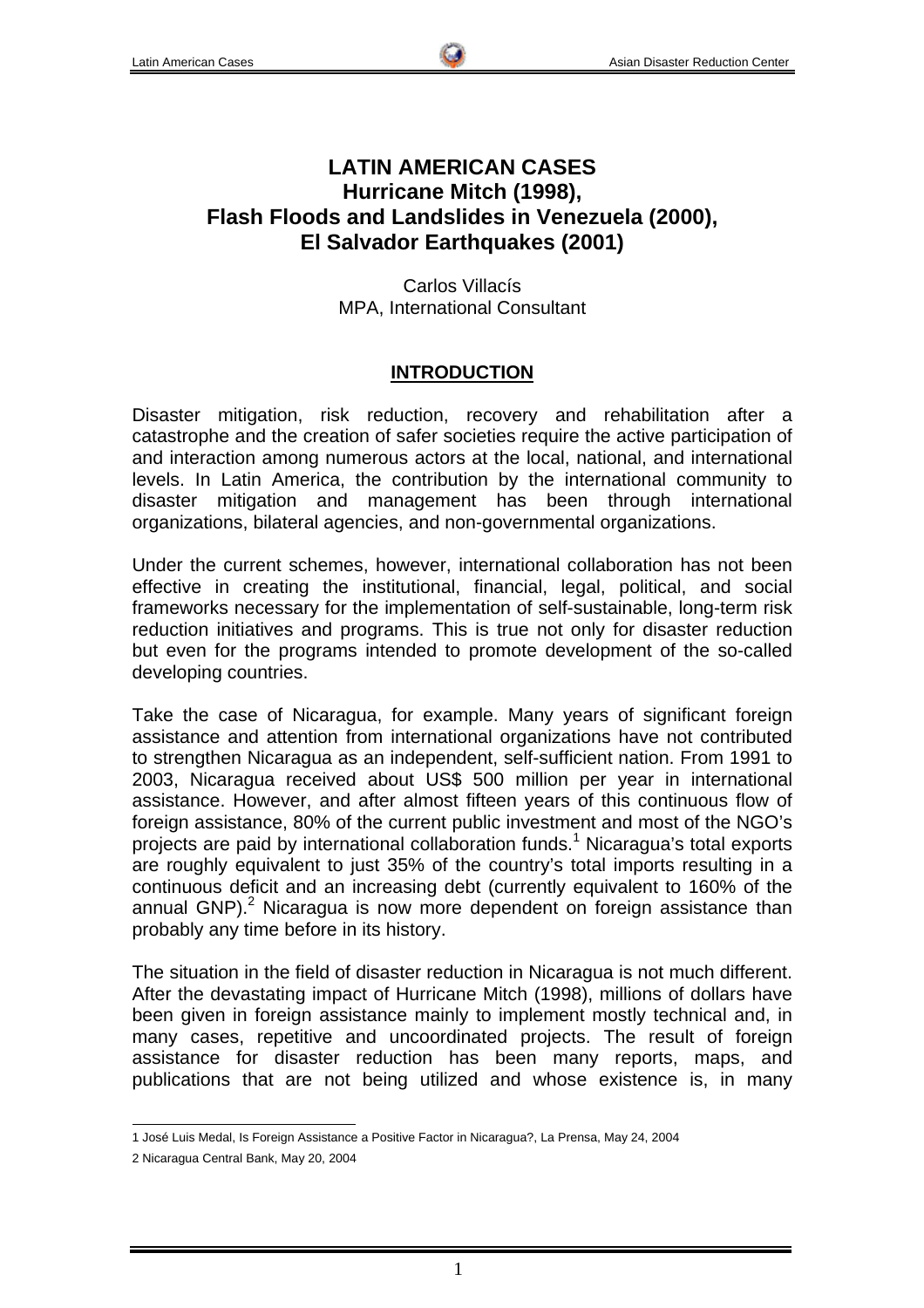# LATIN AMERICAN CASES
# Hurricane Mitch (1998), Flash Floods and Landslides in Venezuela (2000), El Salvador Earthquakes (2001)

Carlos Villacís
MPA, International Consultant

## INTRODUCTION

Disaster mitigation, risk reduction, recovery and rehabilitation after a catastrophe and the creation of safer societies require the active participation of and interaction among numerous actors at the local, national, and international levels. In Latin America, the contribution by the international community to disaster mitigation and management has been through international organizations, bilateral agencies, and non-governmental organizations.

Under the current schemes, however, international collaboration has not been effective in creating the institutional, financial, legal, political, and social frameworks necessary for the implementation of self-sustainable, long-term risk reduction initiatives and programs. This is true not only for disaster reduction but even for the programs intended to promote development of the so-called developing countries.

Take the case of Nicaragua, for example. Many years of significant foreign assistance and attention from international organizations have not contributed to strengthen Nicaragua as an independent, self-sufficient nation. From 1991 to 2003, Nicaragua received about US$ 500 million per year in international assistance. However, and after almost fifteen years of this continuous flow of foreign assistance, 80% of the current public investment and most of the NGO's projects are paid by international collaboration funds.[1] Nicaragua's total exports are roughly equivalent to just 35% of the country's total imports resulting in a continuous deficit and an increasing debt (currently equivalent to 160% of the annual GNP).[2] Nicaragua is now more dependent on foreign assistance than probably any time before in its history.

The situation in the field of disaster reduction in Nicaragua is not much different. After the devastating impact of Hurricane Mitch (1998), millions of dollars have been given in foreign assistance mainly to implement mostly technical and, in many cases, repetitive and uncoordinated projects. The result of foreign assistance for disaster reduction has been many reports, maps, and publications that are not being utilized and whose existence is, in many

---

1 José Luis Medal, Is Foreign Assistance a Positive Factor in Nicaragua?, La Prensa, May 24, 2004

2 Nicaragua Central Bank, May 20, 2004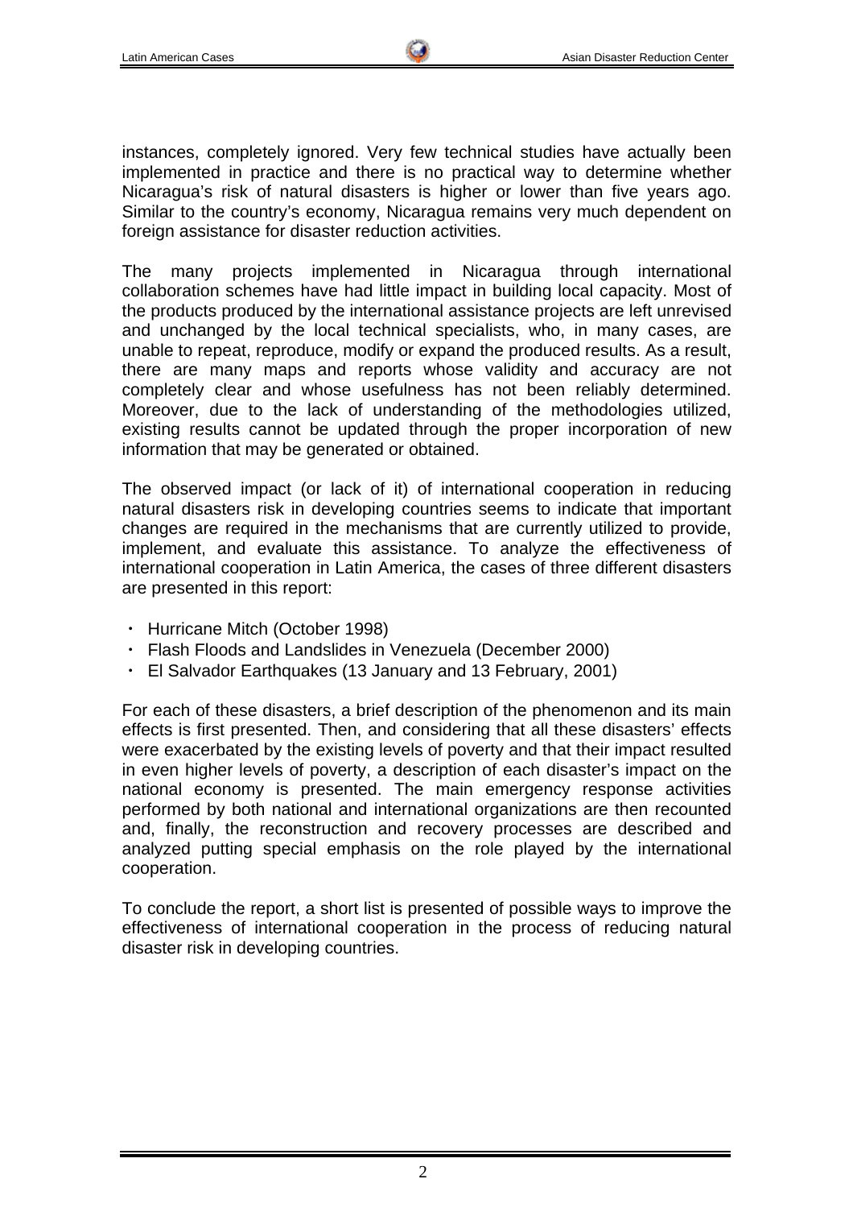instances, completely ignored. Very few technical studies have actually been implemented in practice and there is no practical way to determine whether Nicaragua's risk of natural disasters is higher or lower than five years ago. Similar to the country's economy, Nicaragua remains very much dependent on foreign assistance for disaster reduction activities.

The many projects implemented in Nicaragua through international collaboration schemes have had little impact in building local capacity. Most of the products produced by the international assistance projects are left unrevised and unchanged by the local technical specialists, who, in many cases, are unable to repeat, reproduce, modify or expand the produced results. As a result, there are many maps and reports whose validity and accuracy are not completely clear and whose usefulness has not been reliably determined. Moreover, due to the lack of understanding of the methodologies utilized, existing results cannot be updated through the proper incorporation of new information that may be generated or obtained.

The observed impact (or lack of it) of international cooperation in reducing natural disasters risk in developing countries seems to indicate that important changes are required in the mechanisms that are currently utilized to provide, implement, and evaluate this assistance. To analyze the effectiveness of international cooperation in Latin America, the cases of three different disasters are presented in this report:

- Hurricane Mitch (October 1998)
- Flash Floods and Landslides in Venezuela (December 2000)
- El Salvador Earthquakes (13 January and 13 February, 2001)

For each of these disasters, a brief description of the phenomenon and its main effects is first presented. Then, and considering that all these disasters' effects were exacerbated by the existing levels of poverty and that their impact resulted in even higher levels of poverty, a description of each disaster's impact on the national economy is presented. The main emergency response activities performed by both national and international organizations are then recounted and, finally, the reconstruction and recovery processes are described and analyzed putting special emphasis on the role played by the international cooperation.

To conclude the report, a short list is presented of possible ways to improve the effectiveness of international cooperation in the process of reducing natural disaster risk in developing countries.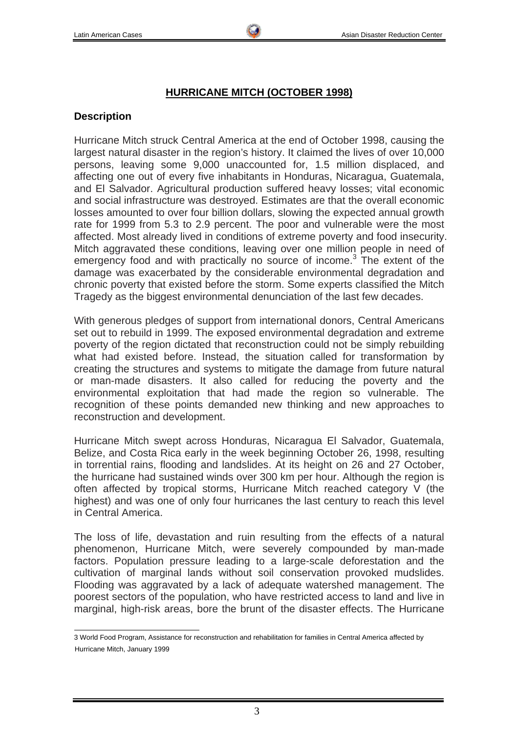## HURRICANE MITCH (OCTOBER 1998)

### Description

Hurricane Mitch struck Central America at the end of October 1998, causing the largest natural disaster in the region's history. It claimed the lives of over 10,000 persons, leaving some 9,000 unaccounted for, 1.5 million displaced, and affecting one out of every five inhabitants in Honduras, Nicaragua, Guatemala, and El Salvador. Agricultural production suffered heavy losses; vital economic and social infrastructure was destroyed. Estimates are that the overall economic losses amounted to over four billion dollars, slowing the expected annual growth rate for 1999 from 5.3 to 2.9 percent. The poor and vulnerable were the most affected. Most already lived in conditions of extreme poverty and food insecurity. Mitch aggravated these conditions, leaving over one million people in need of emergency food and with practically no source of income.[3] The extent of the damage was exacerbated by the considerable environmental degradation and chronic poverty that existed before the storm. Some experts classified the Mitch Tragedy as the biggest environmental denunciation of the last few decades.

With generous pledges of support from international donors, Central Americans set out to rebuild in 1999. The exposed environmental degradation and extreme poverty of the region dictated that reconstruction could not be simply rebuilding what had existed before. Instead, the situation called for transformation by creating the structures and systems to mitigate the damage from future natural or man-made disasters. It also called for reducing the poverty and the environmental exploitation that had made the region so vulnerable. The recognition of these points demanded new thinking and new approaches to reconstruction and development.

Hurricane Mitch swept across Honduras, Nicaragua El Salvador, Guatemala, Belize, and Costa Rica early in the week beginning October 26, 1998, resulting in torrential rains, flooding and landslides. At its height on 26 and 27 October, the hurricane had sustained winds over 300 km per hour. Although the region is often affected by tropical storms, Hurricane Mitch reached category V (the highest) and was one of only four hurricanes the last century to reach this level in Central America.

The loss of life, devastation and ruin resulting from the effects of a natural phenomenon, Hurricane Mitch, were severely compounded by man-made factors. Population pressure leading to a large-scale deforestation and the cultivation of marginal lands without soil conservation provoked mudslides. Flooding was aggravated by a lack of adequate watershed management. The poorest sectors of the population, who have restricted access to land and live in marginal, high-risk areas, bore the brunt of the disaster effects. The Hurricane

---

3 World Food Program, Assistance for reconstruction and rehabilitation for families in Central America affected by Hurricane Mitch, January 1999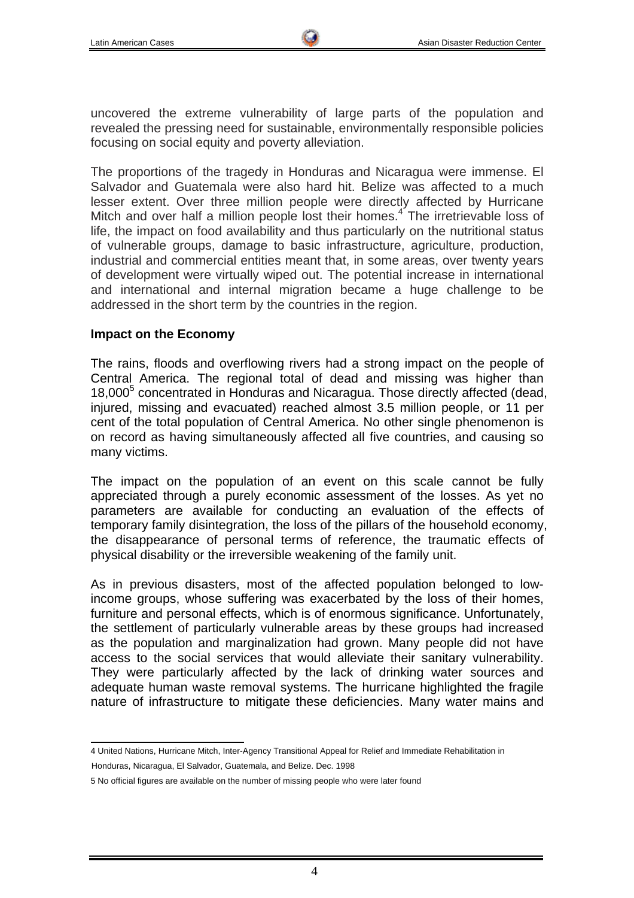uncovered the extreme vulnerability of large parts of the population and revealed the pressing need for sustainable, environmentally responsible policies focusing on social equity and poverty alleviation.

The proportions of the tragedy in Honduras and Nicaragua were immense. El Salvador and Guatemala were also hard hit. Belize was affected to a much lesser extent. Over three million people were directly affected by Hurricane Mitch and over half a million people lost their homes.[4] The irretrievable loss of life, the impact on food availability and thus particularly on the nutritional status of vulnerable groups, damage to basic infrastructure, agriculture, production, industrial and commercial entities meant that, in some areas, over twenty years of development were virtually wiped out. The potential increase in international and international and internal migration became a huge challenge to be addressed in the short term by the countries in the region.

**Impact on the Economy**

The rains, floods and overflowing rivers had a strong impact on the people of Central America. The regional total of dead and missing was higher than 18,000[5] concentrated in Honduras and Nicaragua. Those directly affected (dead, injured, missing and evacuated) reached almost 3.5 million people, or 11 per cent of the total population of Central America. No other single phenomenon is on record as having simultaneously affected all five countries, and causing so many victims.

The impact on the population of an event on this scale cannot be fully appreciated through a purely economic assessment of the losses. As yet no parameters are available for conducting an evaluation of the effects of temporary family disintegration, the loss of the pillars of the household economy, the disappearance of personal terms of reference, the traumatic effects of physical disability or the irreversible weakening of the family unit.

As in previous disasters, most of the affected population belonged to low-income groups, whose suffering was exacerbated by the loss of their homes, furniture and personal effects, which is of enormous significance. Unfortunately, the settlement of particularly vulnerable areas by these groups had increased as the population and marginalization had grown. Many people did not have access to the social services that would alleviate their sanitary vulnerability. They were particularly affected by the lack of drinking water sources and adequate human waste removal systems. The hurricane highlighted the fragile nature of infrastructure to mitigate these deficiencies. Many water mains and

---

4 United Nations, Hurricane Mitch, Inter-Agency Transitional Appeal for Relief and Immediate Rehabilitation in Honduras, Nicaragua, El Salvador, Guatemala, and Belize. Dec. 1998

5 No official figures are available on the number of missing people who were later found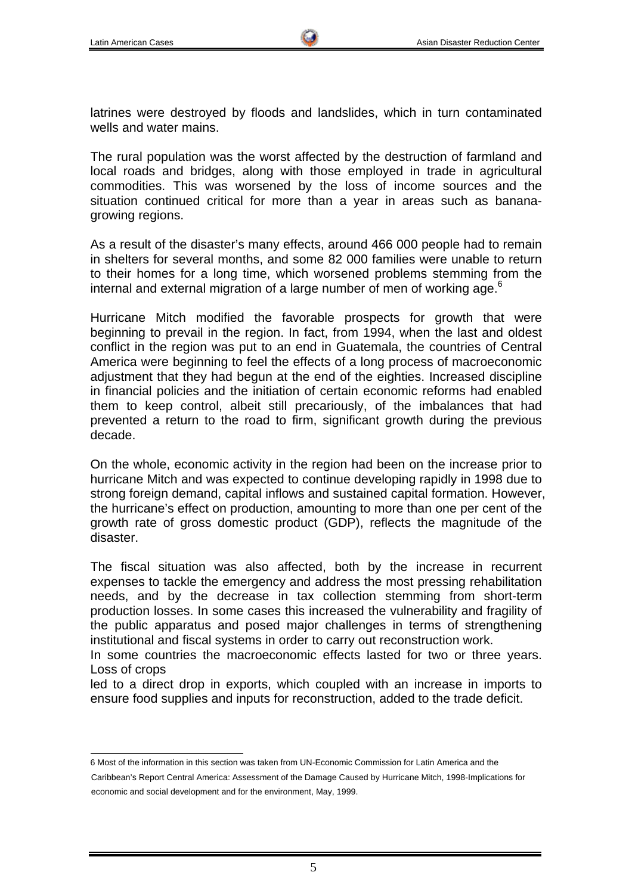latrines were destroyed by floods and landslides, which in turn contaminated wells and water mains.

The rural population was the worst affected by the destruction of farmland and local roads and bridges, along with those employed in trade in agricultural commodities. This was worsened by the loss of income sources and the situation continued critical for more than a year in areas such as banana-growing regions.

As a result of the disaster's many effects, around 466 000 people had to remain in shelters for several months, and some 82 000 families were unable to return to their homes for a long time, which worsened problems stemming from the internal and external migration of a large number of men of working age.[6]

Hurricane Mitch modified the favorable prospects for growth that were beginning to prevail in the region. In fact, from 1994, when the last and oldest conflict in the region was put to an end in Guatemala, the countries of Central America were beginning to feel the effects of a long process of macroeconomic adjustment that they had begun at the end of the eighties. Increased discipline in financial policies and the initiation of certain economic reforms had enabled them to keep control, albeit still precariously, of the imbalances that had prevented a return to the road to firm, significant growth during the previous decade.

On the whole, economic activity in the region had been on the increase prior to hurricane Mitch and was expected to continue developing rapidly in 1998 due to strong foreign demand, capital inflows and sustained capital formation. However, the hurricane's effect on production, amounting to more than one per cent of the growth rate of gross domestic product (GDP), reflects the magnitude of the disaster.

The fiscal situation was also affected, both by the increase in recurrent expenses to tackle the emergency and address the most pressing rehabilitation needs, and by the decrease in tax collection stemming from short-term production losses. In some cases this increased the vulnerability and fragility of the public apparatus and posed major challenges in terms of strengthening institutional and fiscal systems in order to carry out reconstruction work.

In some countries the macroeconomic effects lasted for two or three years. Loss of crops led to a direct drop in exports, which coupled with an increase in imports to ensure food supplies and inputs for reconstruction, added to the trade deficit.

---

6 Most of the information in this section was taken from UN-Economic Commission for Latin America and the Caribbean's Report Central America: Assessment of the Damage Caused by Hurricane Mitch, 1998-Implications for economic and social development and for the environment, May, 1999.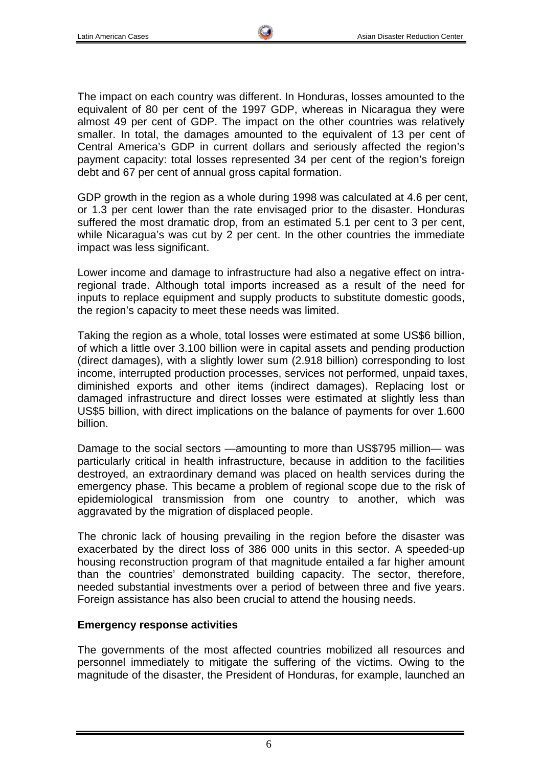The impact on each country was different. In Honduras, losses amounted to the equivalent of 80 per cent of the 1997 GDP, whereas in Nicaragua they were almost 49 per cent of GDP. The impact on the other countries was relatively smaller. In total, the damages amounted to the equivalent of 13 per cent of Central America's GDP in current dollars and seriously affected the region's payment capacity: total losses represented 34 per cent of the region's foreign debt and 67 per cent of annual gross capital formation.

GDP growth in the region as a whole during 1998 was calculated at 4.6 per cent, or 1.3 per cent lower than the rate envisaged prior to the disaster. Honduras suffered the most dramatic drop, from an estimated 5.1 per cent to 3 per cent, while Nicaragua's was cut by 2 per cent. In the other countries the immediate impact was less significant.

Lower income and damage to infrastructure had also a negative effect on intra-regional trade. Although total imports increased as a result of the need for inputs to replace equipment and supply products to substitute domestic goods, the region's capacity to meet these needs was limited.

Taking the region as a whole, total losses were estimated at some US$6 billion, of which a little over 3.100 billion were in capital assets and pending production (direct damages), with a slightly lower sum (2.918 billion) corresponding to lost income, interrupted production processes, services not performed, unpaid taxes, diminished exports and other items (indirect damages). Replacing lost or damaged infrastructure and direct losses were estimated at slightly less than US$5 billion, with direct implications on the balance of payments for over 1.600 billion.

Damage to the social sectors —amounting to more than US$795 million— was particularly critical in health infrastructure, because in addition to the facilities destroyed, an extraordinary demand was placed on health services during the emergency phase. This became a problem of regional scope due to the risk of epidemiological transmission from one country to another, which was aggravated by the migration of displaced people.

The chronic lack of housing prevailing in the region before the disaster was exacerbated by the direct loss of 386 000 units in this sector. A speeded-up housing reconstruction program of that magnitude entailed a far higher amount than the countries' demonstrated building capacity. The sector, therefore, needed substantial investments over a period of between three and five years. Foreign assistance has also been crucial to attend the housing needs.

**Emergency response activities**

The governments of the most affected countries mobilized all resources and personnel immediately to mitigate the suffering of the victims. Owing to the magnitude of the disaster, the President of Honduras, for example, launched an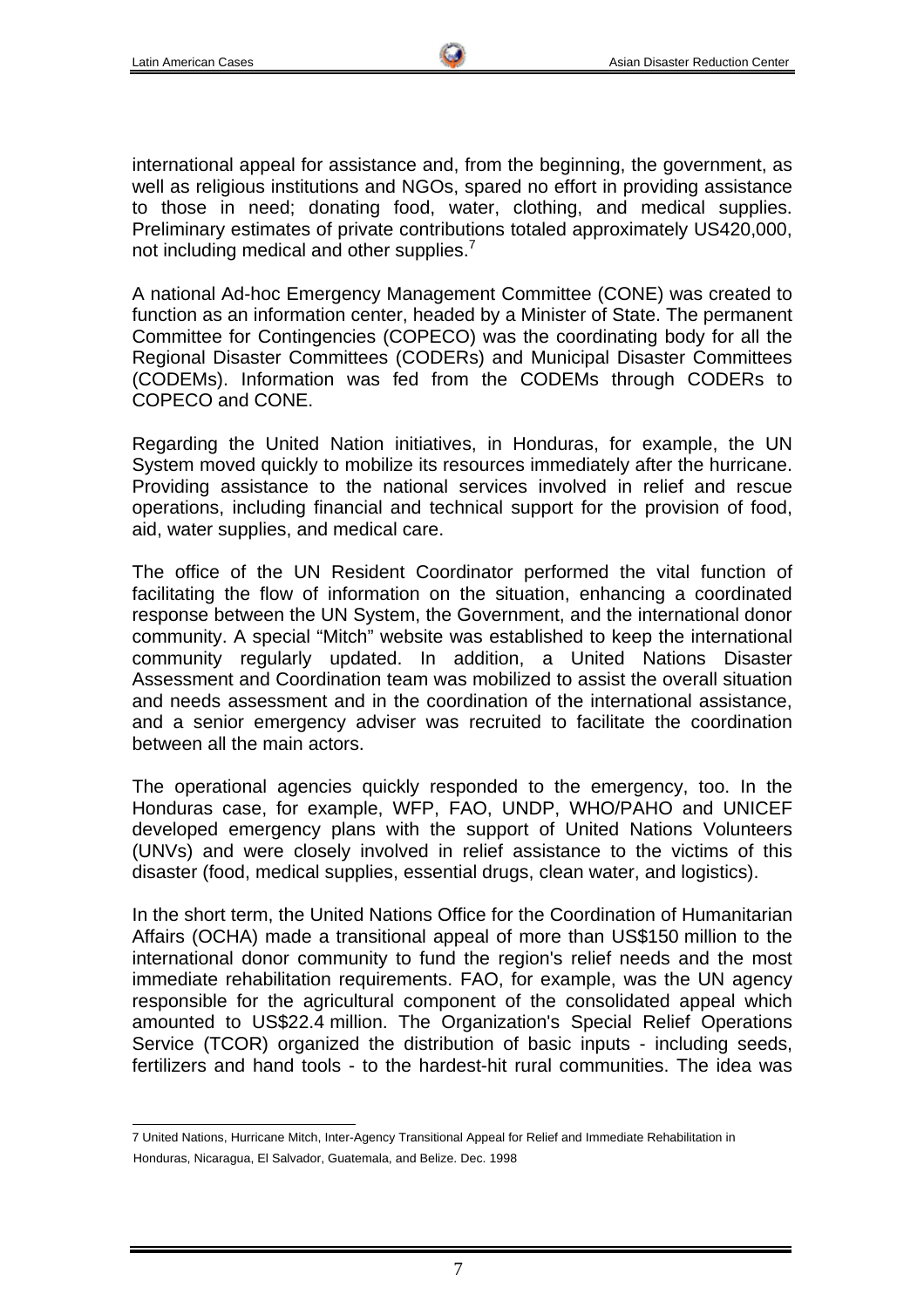international appeal for assistance and, from the beginning, the government, as well as religious institutions and NGOs, spared no effort in providing assistance to those in need; donating food, water, clothing, and medical supplies. Preliminary estimates of private contributions totaled approximately US420,000, not including medical and other supplies.[7]

A national Ad-hoc Emergency Management Committee (CONE) was created to function as an information center, headed by a Minister of State. The permanent Committee for Contingencies (COPECO) was the coordinating body for all the Regional Disaster Committees (CODERs) and Municipal Disaster Committees (CODEMs). Information was fed from the CODEMs through CODERs to COPECO and CONE.

Regarding the United Nation initiatives, in Honduras, for example, the UN System moved quickly to mobilize its resources immediately after the hurricane. Providing assistance to the national services involved in relief and rescue operations, including financial and technical support for the provision of food, aid, water supplies, and medical care.

The office of the UN Resident Coordinator performed the vital function of facilitating the flow of information on the situation, enhancing a coordinated response between the UN System, the Government, and the international donor community. A special "Mitch" website was established to keep the international community regularly updated. In addition, a United Nations Disaster Assessment and Coordination team was mobilized to assist the overall situation and needs assessment and in the coordination of the international assistance, and a senior emergency adviser was recruited to facilitate the coordination between all the main actors.

The operational agencies quickly responded to the emergency, too. In the Honduras case, for example, WFP, FAO, UNDP, WHO/PAHO and UNICEF developed emergency plans with the support of United Nations Volunteers (UNVs) and were closely involved in relief assistance to the victims of this disaster (food, medical supplies, essential drugs, clean water, and logistics).

In the short term, the United Nations Office for the Coordination of Humanitarian Affairs (OCHA) made a transitional appeal of more than US$150 million to the international donor community to fund the region's relief needs and the most immediate rehabilitation requirements. FAO, for example, was the UN agency responsible for the agricultural component of the consolidated appeal which amounted to US$22.4 million. The Organization's Special Relief Operations Service (TCOR) organized the distribution of basic inputs - including seeds, fertilizers and hand tools - to the hardest-hit rural communities. The idea was

---

7 United Nations, Hurricane Mitch, Inter-Agency Transitional Appeal for Relief and Immediate Rehabilitation in Honduras, Nicaragua, El Salvador, Guatemala, and Belize. Dec. 1998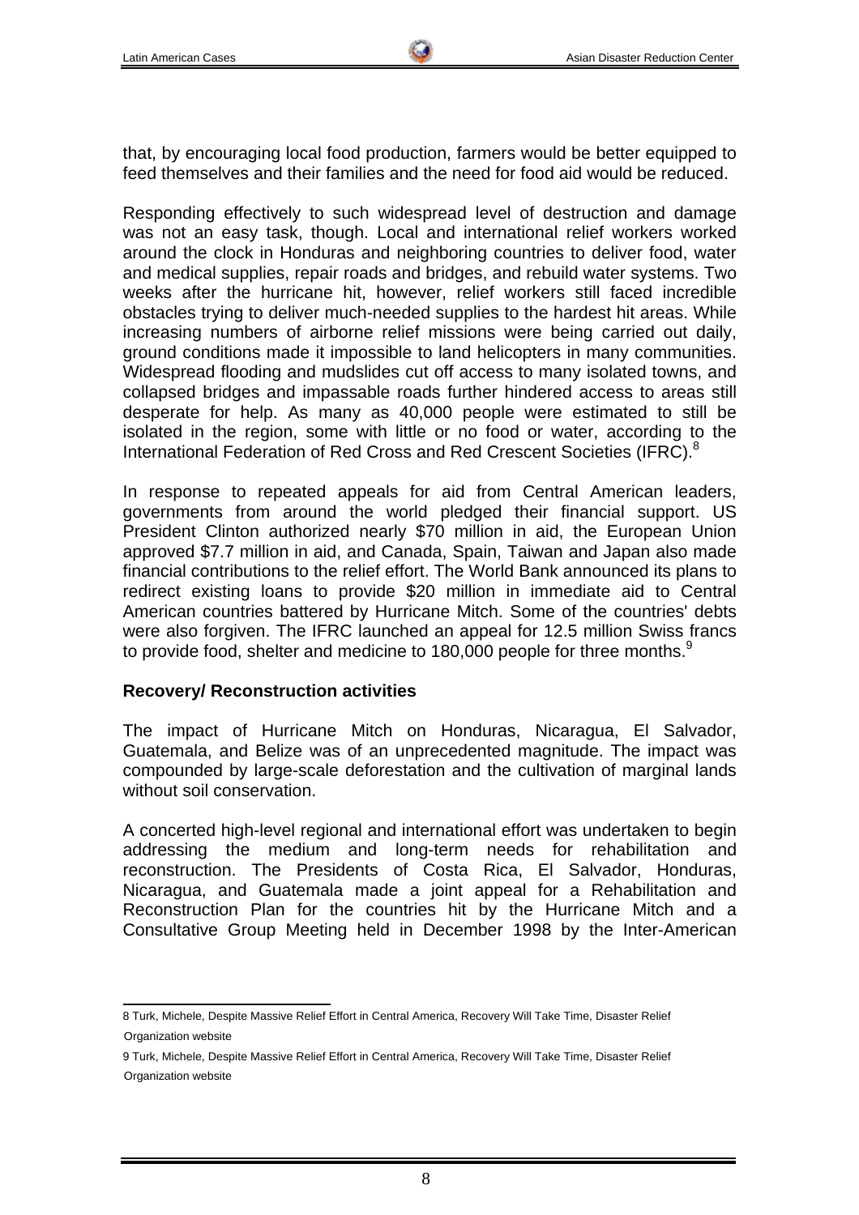that, by encouraging local food production, farmers would be better equipped to feed themselves and their families and the need for food aid would be reduced.

Responding effectively to such widespread level of destruction and damage was not an easy task, though. Local and international relief workers worked around the clock in Honduras and neighboring countries to deliver food, water and medical supplies, repair roads and bridges, and rebuild water systems. Two weeks after the hurricane hit, however, relief workers still faced incredible obstacles trying to deliver much-needed supplies to the hardest hit areas. While increasing numbers of airborne relief missions were being carried out daily, ground conditions made it impossible to land helicopters in many communities. Widespread flooding and mudslides cut off access to many isolated towns, and collapsed bridges and impassable roads further hindered access to areas still desperate for help. As many as 40,000 people were estimated to still be isolated in the region, some with little or no food or water, according to the International Federation of Red Cross and Red Crescent Societies (IFRC).[8]

In response to repeated appeals for aid from Central American leaders, governments from around the world pledged their financial support. US President Clinton authorized nearly $70 million in aid, the European Union approved $7.7 million in aid, and Canada, Spain, Taiwan and Japan also made financial contributions to the relief effort. The World Bank announced its plans to redirect existing loans to provide $20 million in immediate aid to Central American countries battered by Hurricane Mitch. Some of the countries' debts were also forgiven. The IFRC launched an appeal for 12.5 million Swiss francs to provide food, shelter and medicine to 180,000 people for three months.[9]

**Recovery/ Reconstruction activities**

The impact of Hurricane Mitch on Honduras, Nicaragua, El Salvador, Guatemala, and Belize was of an unprecedented magnitude. The impact was compounded by large-scale deforestation and the cultivation of marginal lands without soil conservation.

A concerted high-level regional and international effort was undertaken to begin addressing the medium and long-term needs for rehabilitation and reconstruction. The Presidents of Costa Rica, El Salvador, Honduras, Nicaragua, and Guatemala made a joint appeal for a Rehabilitation and Reconstruction Plan for the countries hit by the Hurricane Mitch and a Consultative Group Meeting held in December 1998 by the Inter-American

---

8 Turk, Michele, Despite Massive Relief Effort in Central America, Recovery Will Take Time, Disaster Relief Organization website

9 Turk, Michele, Despite Massive Relief Effort in Central America, Recovery Will Take Time, Disaster Relief Organization website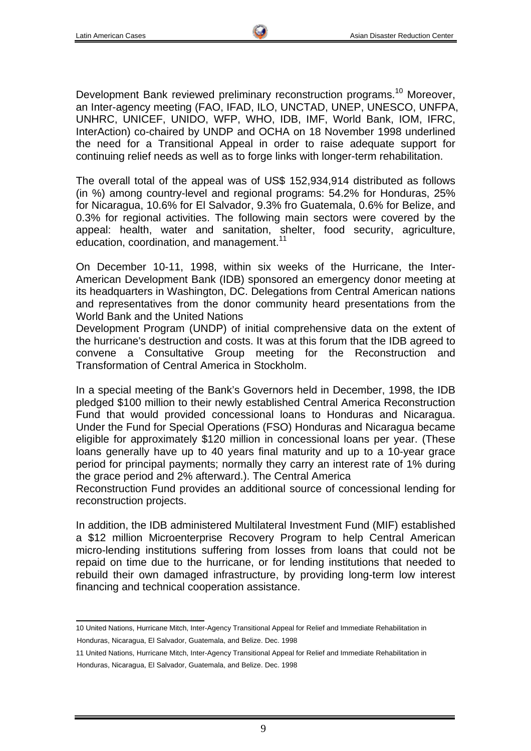Development Bank reviewed preliminary reconstruction programs.[10] Moreover, an Inter-agency meeting (FAO, IFAD, ILO, UNCTAD, UNEP, UNESCO, UNFPA, UNHRC, UNICEF, UNIDO, WFP, WHO, IDB, IMF, World Bank, IOM, IFRC, InterAction) co-chaired by UNDP and OCHA on 18 November 1998 underlined the need for a Transitional Appeal in order to raise adequate support for continuing relief needs as well as to forge links with longer-term rehabilitation.

The overall total of the appeal was of US$ 152,934,914 distributed as follows (in %) among country-level and regional programs: 54.2% for Honduras, 25% for Nicaragua, 10.6% for El Salvador, 9.3% fro Guatemala, 0.6% for Belize, and 0.3% for regional activities. The following main sectors were covered by the appeal: health, water and sanitation, shelter, food security, agriculture, education, coordination, and management.[11]

On December 10-11, 1998, within six weeks of the Hurricane, the Inter-American Development Bank (IDB) sponsored an emergency donor meeting at its headquarters in Washington, DC. Delegations from Central American nations and representatives from the donor community heard presentations from the World Bank and the United Nations Development Program (UNDP) of initial comprehensive data on the extent of the hurricane's destruction and costs. It was at this forum that the IDB agreed to convene a Consultative Group meeting for the Reconstruction and Transformation of Central America in Stockholm.

In a special meeting of the Bank's Governors held in December, 1998, the IDB pledged $100 million to their newly established Central America Reconstruction Fund that would provided concessional loans to Honduras and Nicaragua. Under the Fund for Special Operations (FSO) Honduras and Nicaragua became eligible for approximately $120 million in concessional loans per year. (These loans generally have up to 40 years final maturity and up to a 10-year grace period for principal payments; normally they carry an interest rate of 1% during the grace period and 2% afterward.). The Central America Reconstruction Fund provides an additional source of concessional lending for reconstruction projects.

In addition, the IDB administered Multilateral Investment Fund (MIF) established a $12 million Microenterprise Recovery Program to help Central American micro-lending institutions suffering from losses from loans that could not be repaid on time due to the hurricane, or for lending institutions that needed to rebuild their own damaged infrastructure, by providing long-term low interest financing and technical cooperation assistance.

---

10 United Nations, Hurricane Mitch, Inter-Agency Transitional Appeal for Relief and Immediate Rehabilitation in Honduras, Nicaragua, El Salvador, Guatemala, and Belize. Dec. 1998

11 United Nations, Hurricane Mitch, Inter-Agency Transitional Appeal for Relief and Immediate Rehabilitation in Honduras, Nicaragua, El Salvador, Guatemala, and Belize. Dec. 1998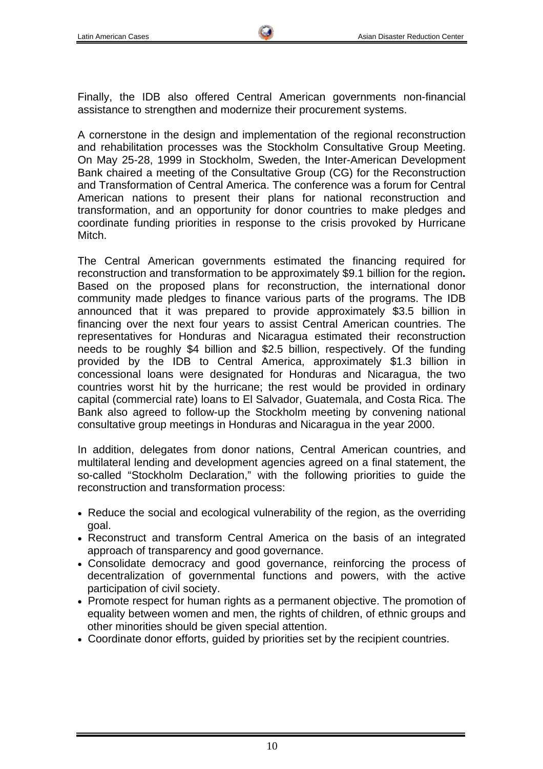Finally, the IDB also offered Central American governments non-financial assistance to strengthen and modernize their procurement systems.

A cornerstone in the design and implementation of the regional reconstruction and rehabilitation processes was the Stockholm Consultative Group Meeting. On May 25-28, 1999 in Stockholm, Sweden, the Inter-American Development Bank chaired a meeting of the Consultative Group (CG) for the Reconstruction and Transformation of Central America. The conference was a forum for Central American nations to present their plans for national reconstruction and transformation, and an opportunity for donor countries to make pledges and coordinate funding priorities in response to the crisis provoked by Hurricane Mitch.

The Central American governments estimated the financing required for reconstruction and transformation to be approximately $9.1 billion for the region**.** Based on the proposed plans for reconstruction, the international donor community made pledges to finance various parts of the programs. The IDB announced that it was prepared to provide approximately $3.5 billion in financing over the next four years to assist Central American countries. The representatives for Honduras and Nicaragua estimated their reconstruction needs to be roughly $4 billion and $2.5 billion, respectively. Of the funding provided by the IDB to Central America, approximately $1.3 billion in concessional loans were designated for Honduras and Nicaragua, the two countries worst hit by the hurricane; the rest would be provided in ordinary capital (commercial rate) loans to El Salvador, Guatemala, and Costa Rica. The Bank also agreed to follow-up the Stockholm meeting by convening national consultative group meetings in Honduras and Nicaragua in the year 2000.

In addition, delegates from donor nations, Central American countries, and multilateral lending and development agencies agreed on a final statement, the so-called "Stockholm Declaration," with the following priorities to guide the reconstruction and transformation process:

- Reduce the social and ecological vulnerability of the region, as the overriding goal.
- Reconstruct and transform Central America on the basis of an integrated approach of transparency and good governance.
- Consolidate democracy and good governance, reinforcing the process of decentralization of governmental functions and powers, with the active participation of civil society.
- Promote respect for human rights as a permanent objective. The promotion of equality between women and men, the rights of children, of ethnic groups and other minorities should be given special attention.
- Coordinate donor efforts, guided by priorities set by the recipient countries.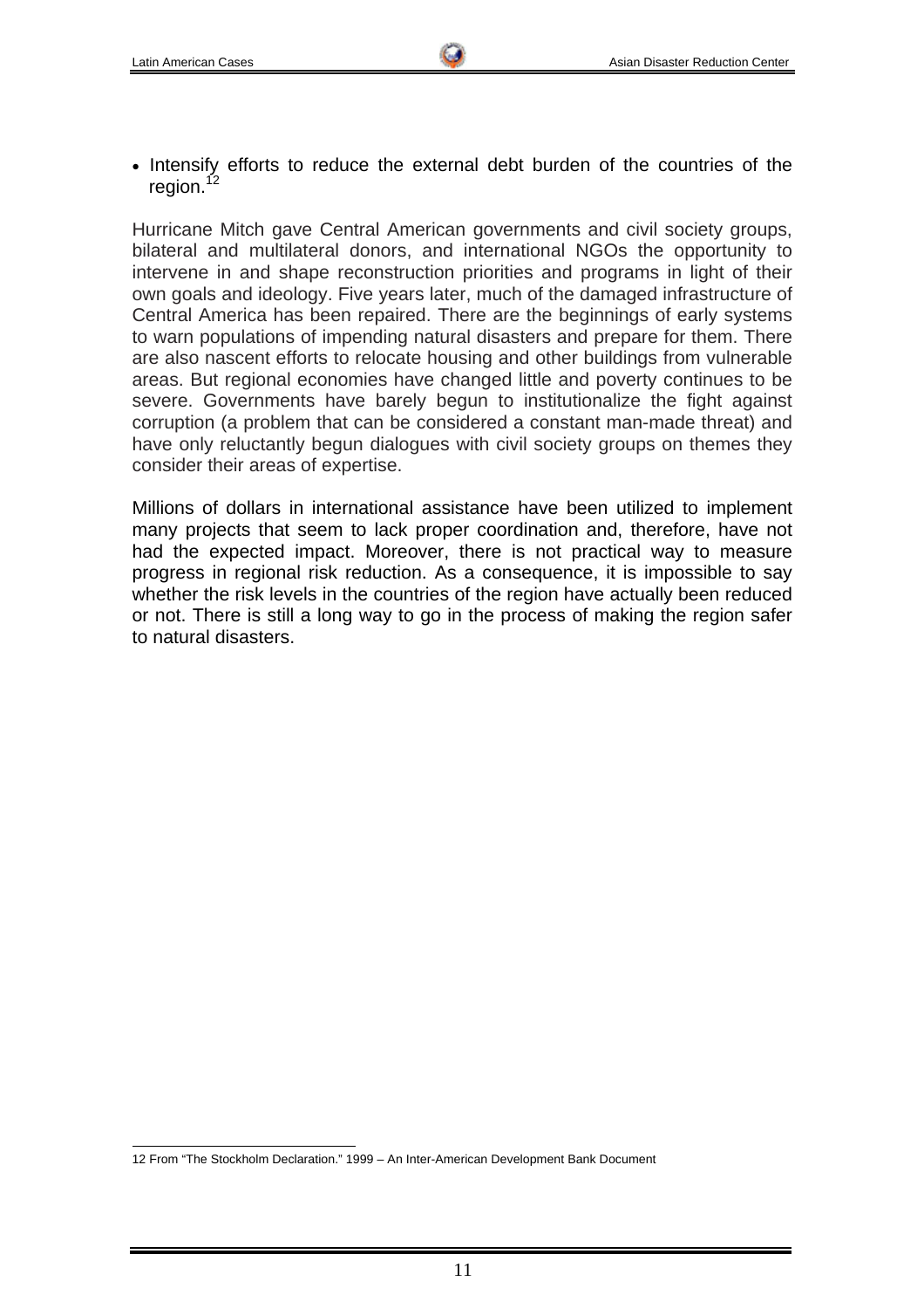- Intensify efforts to reduce the external debt burden of the countries of the region.[12]

Hurricane Mitch gave Central American governments and civil society groups, bilateral and multilateral donors, and international NGOs the opportunity to intervene in and shape reconstruction priorities and programs in light of their own goals and ideology. Five years later, much of the damaged infrastructure of Central America has been repaired. There are the beginnings of early systems to warn populations of impending natural disasters and prepare for them. There are also nascent efforts to relocate housing and other buildings from vulnerable areas. But regional economies have changed little and poverty continues to be severe. Governments have barely begun to institutionalize the fight against corruption (a problem that can be considered a constant man-made threat) and have only reluctantly begun dialogues with civil society groups on themes they consider their areas of expertise.

Millions of dollars in international assistance have been utilized to implement many projects that seem to lack proper coordination and, therefore, have not had the expected impact. Moreover, there is not practical way to measure progress in regional risk reduction. As a consequence, it is impossible to say whether the risk levels in the countries of the region have actually been reduced or not. There is still a long way to go in the process of making the region safer to natural disasters.

---

12 From "The Stockholm Declaration." 1999 – An Inter-American Development Bank Document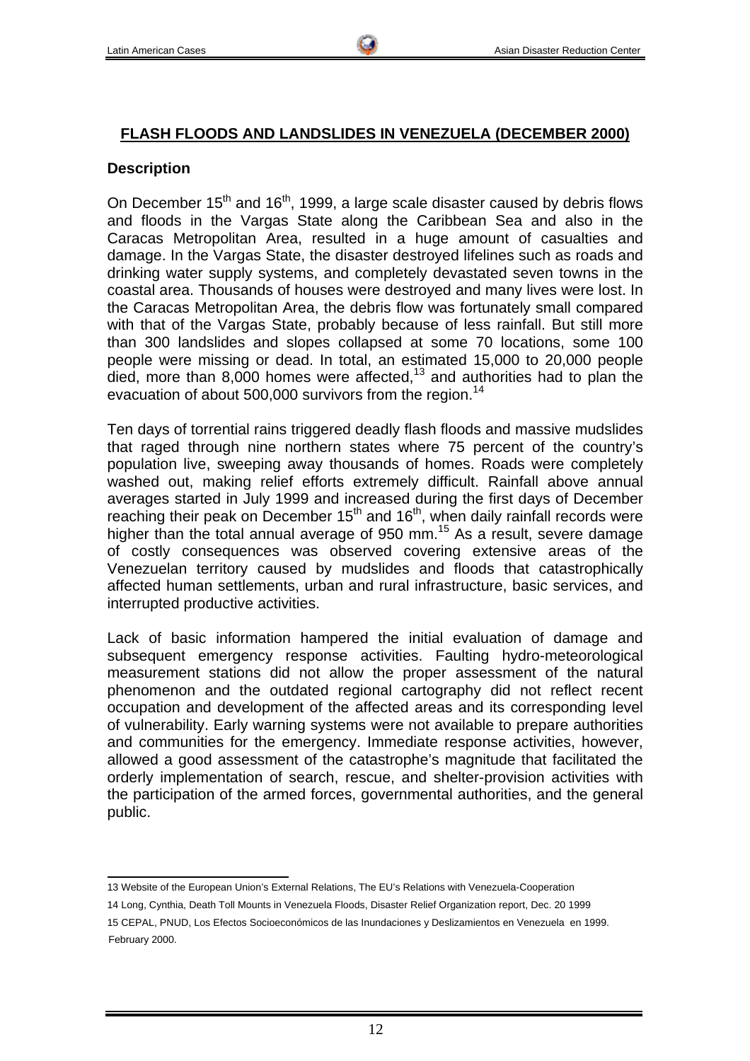## FLASH FLOODS AND LANDSLIDES IN VENEZUELA (DECEMBER 2000)

### Description

On December 15th and 16th, 1999, a large scale disaster caused by debris flows and floods in the Vargas State along the Caribbean Sea and also in the Caracas Metropolitan Area, resulted in a huge amount of casualties and damage. In the Vargas State, the disaster destroyed lifelines such as roads and drinking water supply systems, and completely devastated seven towns in the coastal area. Thousands of houses were destroyed and many lives were lost. In the Caracas Metropolitan Area, the debris flow was fortunately small compared with that of the Vargas State, probably because of less rainfall. But still more than 300 landslides and slopes collapsed at some 70 locations, some 100 people were missing or dead. In total, an estimated 15,000 to 20,000 people died, more than 8,000 homes were affected,[13] and authorities had to plan the evacuation of about 500,000 survivors from the region.[14]

Ten days of torrential rains triggered deadly flash floods and massive mudslides that raged through nine northern states where 75 percent of the country's population live, sweeping away thousands of homes. Roads were completely washed out, making relief efforts extremely difficult. Rainfall above annual averages started in July 1999 and increased during the first days of December reaching their peak on December 15th and 16th, when daily rainfall records were higher than the total annual average of 950 mm.[15] As a result, severe damage of costly consequences was observed covering extensive areas of the Venezuelan territory caused by mudslides and floods that catastrophically affected human settlements, urban and rural infrastructure, basic services, and interrupted productive activities.

Lack of basic information hampered the initial evaluation of damage and subsequent emergency response activities. Faulting hydro-meteorological measurement stations did not allow the proper assessment of the natural phenomenon and the outdated regional cartography did not reflect recent occupation and development of the affected areas and its corresponding level of vulnerability. Early warning systems were not available to prepare authorities and communities for the emergency. Immediate response activities, however, allowed a good assessment of the catastrophe's magnitude that facilitated the orderly implementation of search, rescue, and shelter-provision activities with the participation of the armed forces, governmental authorities, and the general public.

---

13 Website of the European Union's External Relations, The EU's Relations with Venezuela-Cooperation

14 Long, Cynthia, Death Toll Mounts in Venezuela Floods, Disaster Relief Organization report, Dec. 20 1999

15 CEPAL, PNUD, Los Efectos Socioeconómicos de las Inundaciones y Deslizamientos en Venezuela en 1999. February 2000.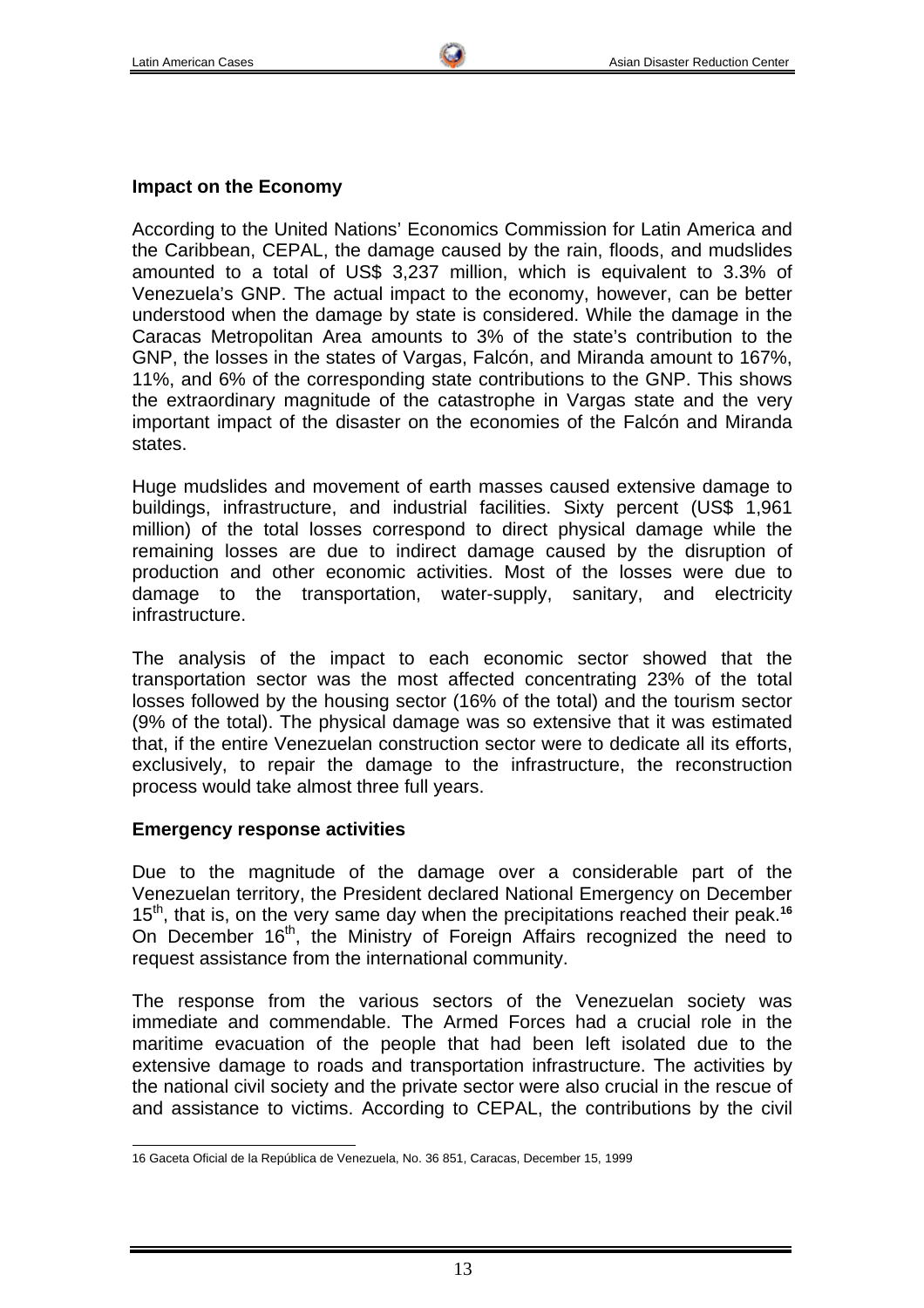**Impact on the Economy**

According to the United Nations' Economics Commission for Latin America and the Caribbean, CEPAL, the damage caused by the rain, floods, and mudslides amounted to a total of US$ 3,237 million, which is equivalent to 3.3% of Venezuela's GNP. The actual impact to the economy, however, can be better understood when the damage by state is considered. While the damage in the Caracas Metropolitan Area amounts to 3% of the state's contribution to the GNP, the losses in the states of Vargas, Falcón, and Miranda amount to 167%, 11%, and 6% of the corresponding state contributions to the GNP. This shows the extraordinary magnitude of the catastrophe in Vargas state and the very important impact of the disaster on the economies of the Falcón and Miranda states.

Huge mudslides and movement of earth masses caused extensive damage to buildings, infrastructure, and industrial facilities. Sixty percent (US$ 1,961 million) of the total losses correspond to direct physical damage while the remaining losses are due to indirect damage caused by the disruption of production and other economic activities. Most of the losses were due to damage to the transportation, water-supply, sanitary, and electricity infrastructure.

The analysis of the impact to each economic sector showed that the transportation sector was the most affected concentrating 23% of the total losses followed by the housing sector (16% of the total) and the tourism sector (9% of the total). The physical damage was so extensive that it was estimated that, if the entire Venezuelan construction sector were to dedicate all its efforts, exclusively, to repair the damage to the infrastructure, the reconstruction process would take almost three full years.

**Emergency response activities**

Due to the magnitude of the damage over a considerable part of the Venezuelan territory, the President declared National Emergency on December 15th, that is, on the very same day when the precipitations reached their peak.[16] On December 16th, the Ministry of Foreign Affairs recognized the need to request assistance from the international community.

The response from the various sectors of the Venezuelan society was immediate and commendable. The Armed Forces had a crucial role in the maritime evacuation of the people that had been left isolated due to the extensive damage to roads and transportation infrastructure. The activities by the national civil society and the private sector were also crucial in the rescue of and assistance to victims. According to CEPAL, the contributions by the civil

16 Gaceta Oficial de la República de Venezuela, No. 36 851, Caracas, December 15, 1999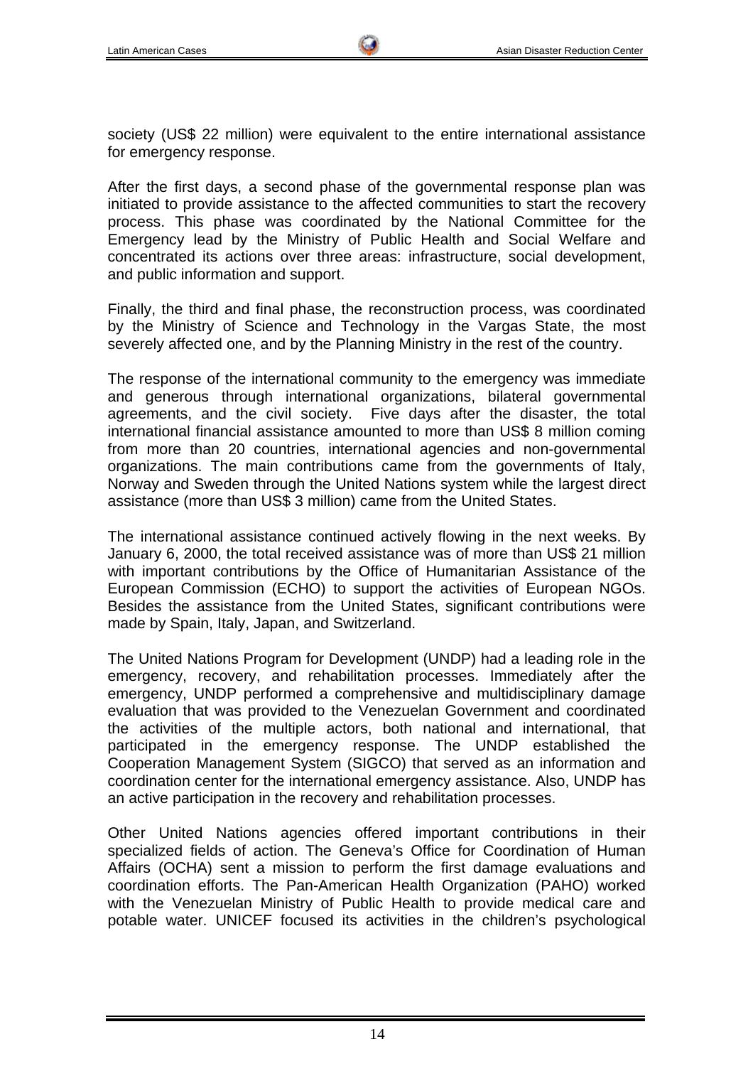society (US$ 22 million) were equivalent to the entire international assistance for emergency response.

After the first days, a second phase of the governmental response plan was initiated to provide assistance to the affected communities to start the recovery process. This phase was coordinated by the National Committee for the Emergency lead by the Ministry of Public Health and Social Welfare and concentrated its actions over three areas: infrastructure, social development, and public information and support.

Finally, the third and final phase, the reconstruction process, was coordinated by the Ministry of Science and Technology in the Vargas State, the most severely affected one, and by the Planning Ministry in the rest of the country.

The response of the international community to the emergency was immediate and generous through international organizations, bilateral governmental agreements, and the civil society. Five days after the disaster, the total international financial assistance amounted to more than US$ 8 million coming from more than 20 countries, international agencies and non-governmental organizations. The main contributions came from the governments of Italy, Norway and Sweden through the United Nations system while the largest direct assistance (more than US$ 3 million) came from the United States.

The international assistance continued actively flowing in the next weeks. By January 6, 2000, the total received assistance was of more than US$ 21 million with important contributions by the Office of Humanitarian Assistance of the European Commission (ECHO) to support the activities of European NGOs. Besides the assistance from the United States, significant contributions were made by Spain, Italy, Japan, and Switzerland.

The United Nations Program for Development (UNDP) had a leading role in the emergency, recovery, and rehabilitation processes. Immediately after the emergency, UNDP performed a comprehensive and multidisciplinary damage evaluation that was provided to the Venezuelan Government and coordinated the activities of the multiple actors, both national and international, that participated in the emergency response. The UNDP established the Cooperation Management System (SIGCO) that served as an information and coordination center for the international emergency assistance. Also, UNDP has an active participation in the recovery and rehabilitation processes.

Other United Nations agencies offered important contributions in their specialized fields of action. The Geneva's Office for Coordination of Human Affairs (OCHA) sent a mission to perform the first damage evaluations and coordination efforts. The Pan-American Health Organization (PAHO) worked with the Venezuelan Ministry of Public Health to provide medical care and potable water. UNICEF focused its activities in the children's psychological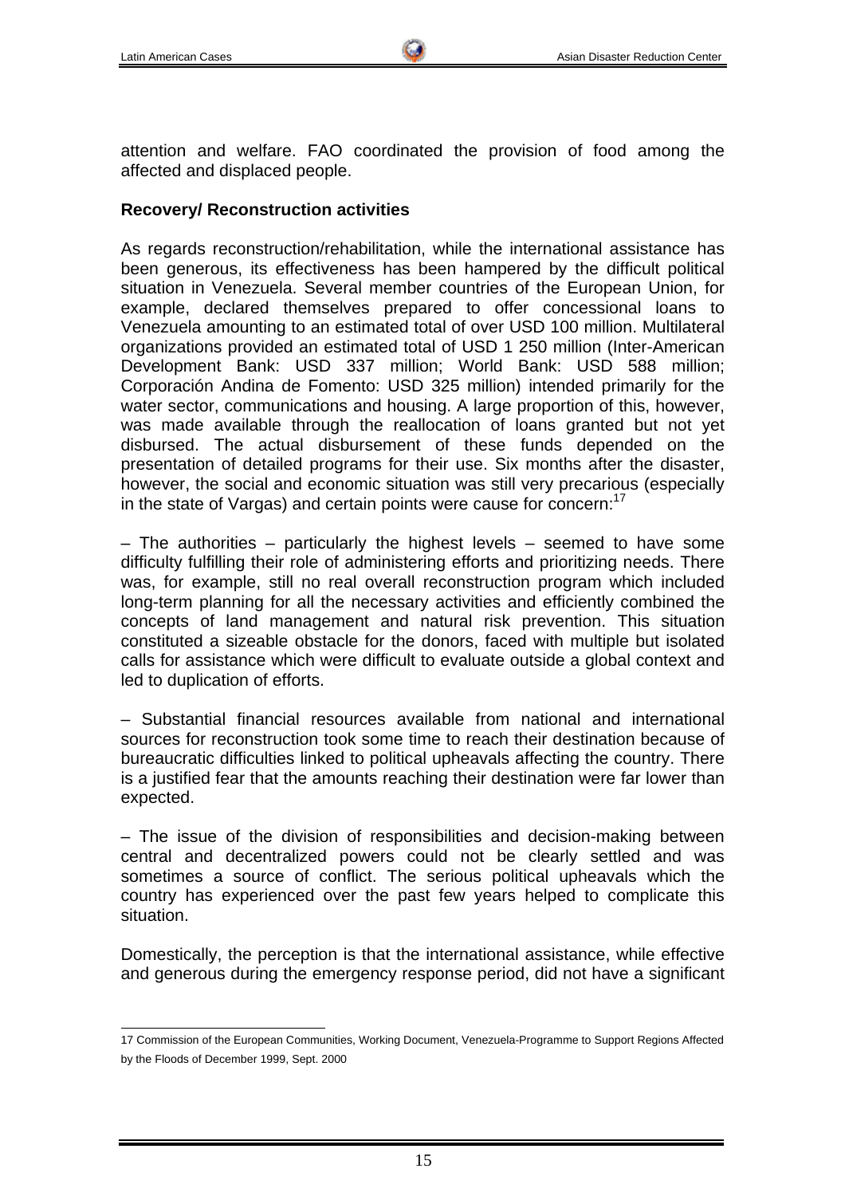attention and welfare. FAO coordinated the provision of food among the affected and displaced people.

### Recovery/ Reconstruction activities

As regards reconstruction/rehabilitation, while the international assistance has been generous, its effectiveness has been hampered by the difficult political situation in Venezuela. Several member countries of the European Union, for example, declared themselves prepared to offer concessional loans to Venezuela amounting to an estimated total of over USD 100 million. Multilateral organizations provided an estimated total of USD 1 250 million (Inter-American Development Bank: USD 337 million; World Bank: USD 588 million; Corporación Andina de Fomento: USD 325 million) intended primarily for the water sector, communications and housing. A large proportion of this, however, was made available through the reallocation of loans granted but not yet disbursed. The actual disbursement of these funds depended on the presentation of detailed programs for their use. Six months after the disaster, however, the social and economic situation was still very precarious (especially in the state of Vargas) and certain points were cause for concern:[17]

– The authorities – particularly the highest levels – seemed to have some difficulty fulfilling their role of administering efforts and prioritizing needs. There was, for example, still no real overall reconstruction program which included long-term planning for all the necessary activities and efficiently combined the concepts of land management and natural risk prevention. This situation constituted a sizeable obstacle for the donors, faced with multiple but isolated calls for assistance which were difficult to evaluate outside a global context and led to duplication of efforts.

– Substantial financial resources available from national and international sources for reconstruction took some time to reach their destination because of bureaucratic difficulties linked to political upheavals affecting the country. There is a justified fear that the amounts reaching their destination were far lower than expected.

– The issue of the division of responsibilities and decision-making between central and decentralized powers could not be clearly settled and was sometimes a source of conflict. The serious political upheavals which the country has experienced over the past few years helped to complicate this situation.

Domestically, the perception is that the international assistance, while effective and generous during the emergency response period, did not have a significant

---

17 Commission of the European Communities, Working Document, Venezuela-Programme to Support Regions Affected by the Floods of December 1999, Sept. 2000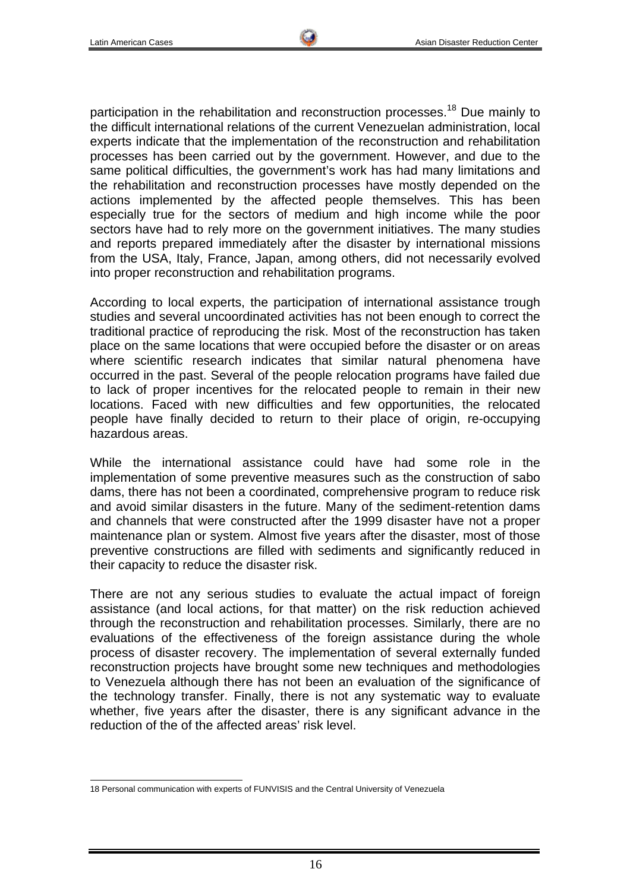participation in the rehabilitation and reconstruction processes.[18] Due mainly to the difficult international relations of the current Venezuelan administration, local experts indicate that the implementation of the reconstruction and rehabilitation processes has been carried out by the government. However, and due to the same political difficulties, the government's work has had many limitations and the rehabilitation and reconstruction processes have mostly depended on the actions implemented by the affected people themselves. This has been especially true for the sectors of medium and high income while the poor sectors have had to rely more on the government initiatives. The many studies and reports prepared immediately after the disaster by international missions from the USA, Italy, France, Japan, among others, did not necessarily evolved into proper reconstruction and rehabilitation programs.

According to local experts, the participation of international assistance trough studies and several uncoordinated activities has not been enough to correct the traditional practice of reproducing the risk. Most of the reconstruction has taken place on the same locations that were occupied before the disaster or on areas where scientific research indicates that similar natural phenomena have occurred in the past. Several of the people relocation programs have failed due to lack of proper incentives for the relocated people to remain in their new locations. Faced with new difficulties and few opportunities, the relocated people have finally decided to return to their place of origin, re-occupying hazardous areas.

While the international assistance could have had some role in the implementation of some preventive measures such as the construction of sabo dams, there has not been a coordinated, comprehensive program to reduce risk and avoid similar disasters in the future. Many of the sediment-retention dams and channels that were constructed after the 1999 disaster have not a proper maintenance plan or system. Almost five years after the disaster, most of those preventive constructions are filled with sediments and significantly reduced in their capacity to reduce the disaster risk.

There are not any serious studies to evaluate the actual impact of foreign assistance (and local actions, for that matter) on the risk reduction achieved through the reconstruction and rehabilitation processes. Similarly, there are no evaluations of the effectiveness of the foreign assistance during the whole process of disaster recovery. The implementation of several externally funded reconstruction projects have brought some new techniques and methodologies to Venezuela although there has not been an evaluation of the significance of the technology transfer. Finally, there is not any systematic way to evaluate whether, five years after the disaster, there is any significant advance in the reduction of the of the affected areas' risk level.

---

18 Personal communication with experts of FUNVISIS and the Central University of Venezuela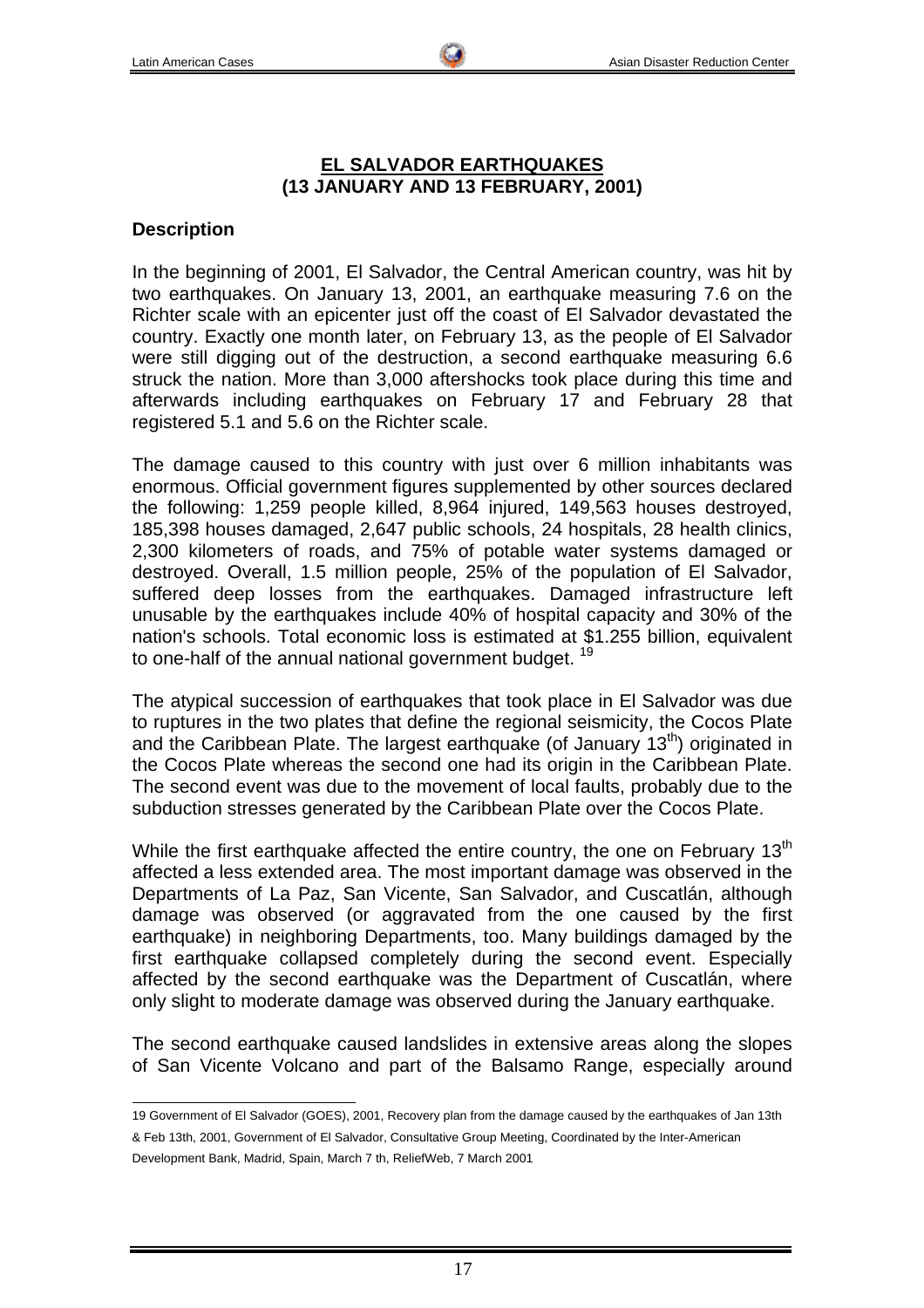## EL SALVADOR EARTHQUAKES
## (13 JANUARY AND 13 FEBRUARY, 2001)

### Description

In the beginning of 2001, El Salvador, the Central American country, was hit by two earthquakes. On January 13, 2001, an earthquake measuring 7.6 on the Richter scale with an epicenter just off the coast of El Salvador devastated the country. Exactly one month later, on February 13, as the people of El Salvador were still digging out of the destruction, a second earthquake measuring 6.6 struck the nation. More than 3,000 aftershocks took place during this time and afterwards including earthquakes on February 17 and February 28 that registered 5.1 and 5.6 on the Richter scale.

The damage caused to this country with just over 6 million inhabitants was enormous. Official government figures supplemented by other sources declared the following: 1,259 people killed, 8,964 injured, 149,563 houses destroyed, 185,398 houses damaged, 2,647 public schools, 24 hospitals, 28 health clinics, 2,300 kilometers of roads, and 75% of potable water systems damaged or destroyed. Overall, 1.5 million people, 25% of the population of El Salvador, suffered deep losses from the earthquakes. Damaged infrastructure left unusable by the earthquakes include 40% of hospital capacity and 30% of the nation's schools. Total economic loss is estimated at $1.255 billion, equivalent to one-half of the annual national government budget. [19]

The atypical succession of earthquakes that took place in El Salvador was due to ruptures in the two plates that define the regional seismicity, the Cocos Plate and the Caribbean Plate. The largest earthquake (of January 13th) originated in the Cocos Plate whereas the second one had its origin in the Caribbean Plate. The second event was due to the movement of local faults, probably due to the subduction stresses generated by the Caribbean Plate over the Cocos Plate.

While the first earthquake affected the entire country, the one on February 13th affected a less extended area. The most important damage was observed in the Departments of La Paz, San Vicente, San Salvador, and Cuscatlán, although damage was observed (or aggravated from the one caused by the first earthquake) in neighboring Departments, too. Many buildings damaged by the first earthquake collapsed completely during the second event. Especially affected by the second earthquake was the Department of Cuscatlán, where only slight to moderate damage was observed during the January earthquake.

The second earthquake caused landslides in extensive areas along the slopes of San Vicente Volcano and part of the Balsamo Range, especially around

---

19 Government of El Salvador (GOES), 2001, Recovery plan from the damage caused by the earthquakes of Jan 13th & Feb 13th, 2001, Government of El Salvador, Consultative Group Meeting, Coordinated by the Inter-American Development Bank, Madrid, Spain, March 7 th, ReliefWeb, 7 March 2001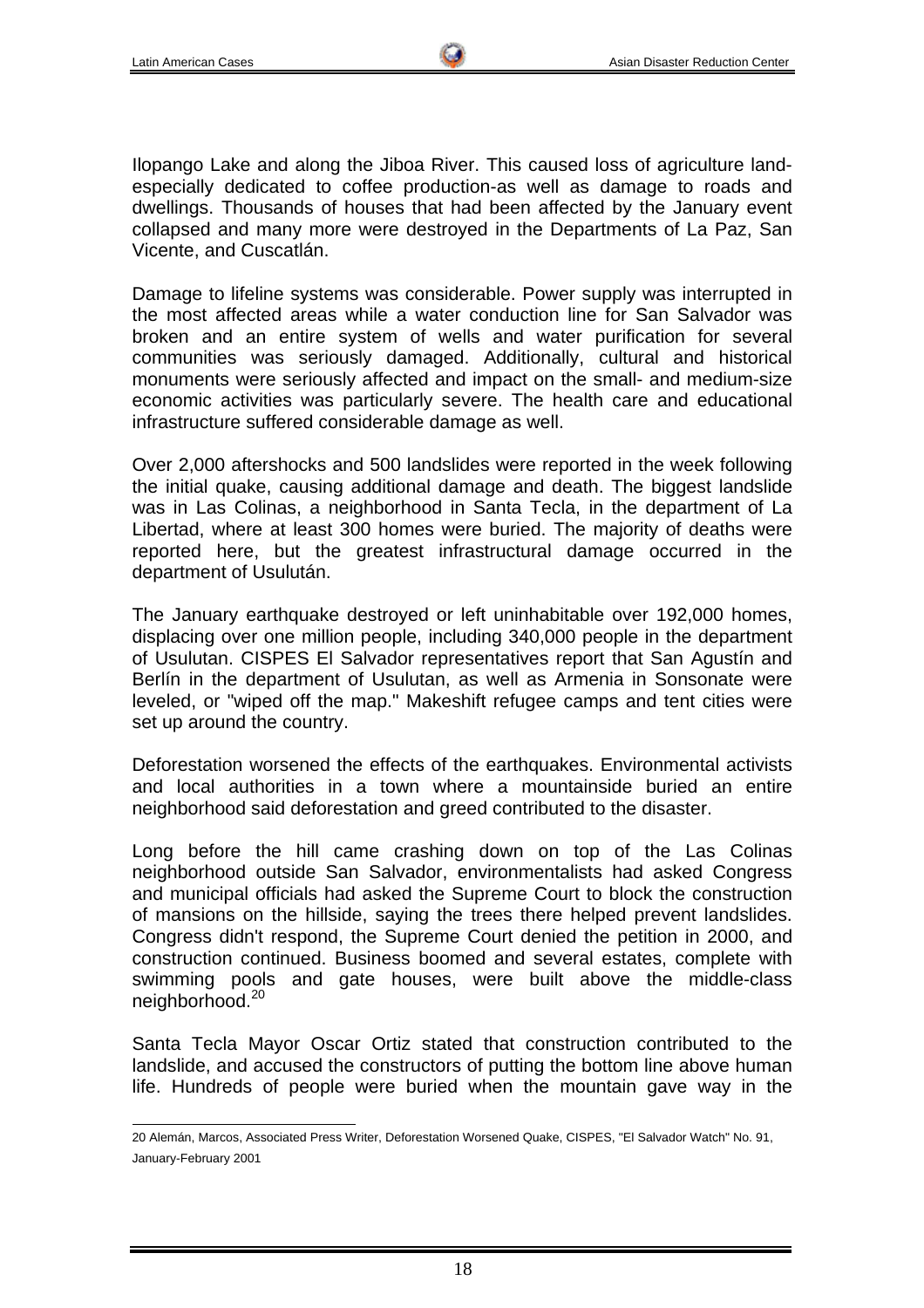Ilopango Lake and along the Jiboa River. This caused loss of agriculture land-especially dedicated to coffee production-as well as damage to roads and dwellings. Thousands of houses that had been affected by the January event collapsed and many more were destroyed in the Departments of La Paz, San Vicente, and Cuscatlán.

Damage to lifeline systems was considerable. Power supply was interrupted in the most affected areas while a water conduction line for San Salvador was broken and an entire system of wells and water purification for several communities was seriously damaged. Additionally, cultural and historical monuments were seriously affected and impact on the small- and medium-size economic activities was particularly severe. The health care and educational infrastructure suffered considerable damage as well.

Over 2,000 aftershocks and 500 landslides were reported in the week following the initial quake, causing additional damage and death. The biggest landslide was in Las Colinas, a neighborhood in Santa Tecla, in the department of La Libertad, where at least 300 homes were buried. The majority of deaths were reported here, but the greatest infrastructural damage occurred in the department of Usulután.

The January earthquake destroyed or left uninhabitable over 192,000 homes, displacing over one million people, including 340,000 people in the department of Usulutan. CISPES El Salvador representatives report that San Agustín and Berlín in the department of Usulutan, as well as Armenia in Sonsonate were leveled, or "wiped off the map." Makeshift refugee camps and tent cities were set up around the country.

Deforestation worsened the effects of the earthquakes. Environmental activists and local authorities in a town where a mountainside buried an entire neighborhood said deforestation and greed contributed to the disaster.

Long before the hill came crashing down on top of the Las Colinas neighborhood outside San Salvador, environmentalists had asked Congress and municipal officials had asked the Supreme Court to block the construction of mansions on the hillside, saying the trees there helped prevent landslides. Congress didn't respond, the Supreme Court denied the petition in 2000, and construction continued. Business boomed and several estates, complete with swimming pools and gate houses, were built above the middle-class neighborhood.[20]

Santa Tecla Mayor Oscar Ortiz stated that construction contributed to the landslide, and accused the constructors of putting the bottom line above human life. Hundreds of people were buried when the mountain gave way in the

---

20 Alemán, Marcos, Associated Press Writer, Deforestation Worsened Quake, CISPES, "El Salvador Watch" No. 91, January-February 2001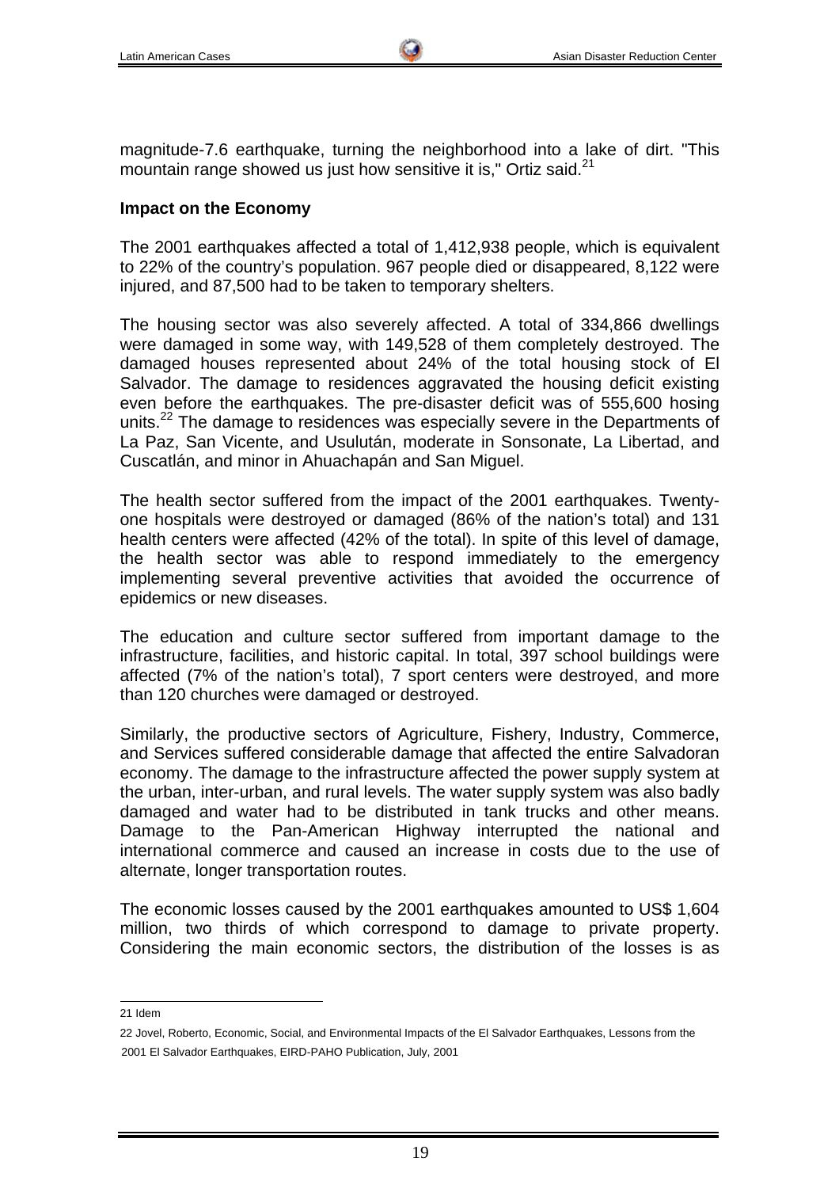magnitude-7.6 earthquake, turning the neighborhood into a lake of dirt. "This mountain range showed us just how sensitive it is," Ortiz said.[21]

**Impact on the Economy**

The 2001 earthquakes affected a total of 1,412,938 people, which is equivalent to 22% of the country's population. 967 people died or disappeared, 8,122 were injured, and 87,500 had to be taken to temporary shelters.

The housing sector was also severely affected. A total of 334,866 dwellings were damaged in some way, with 149,528 of them completely destroyed. The damaged houses represented about 24% of the total housing stock of El Salvador. The damage to residences aggravated the housing deficit existing even before the earthquakes. The pre-disaster deficit was of 555,600 hosing units.[22] The damage to residences was especially severe in the Departments of La Paz, San Vicente, and Usulután, moderate in Sonsonate, La Libertad, and Cuscatlán, and minor in Ahuachapán and San Miguel.

The health sector suffered from the impact of the 2001 earthquakes. Twenty-one hospitals were destroyed or damaged (86% of the nation's total) and 131 health centers were affected (42% of the total). In spite of this level of damage, the health sector was able to respond immediately to the emergency implementing several preventive activities that avoided the occurrence of epidemics or new diseases.

The education and culture sector suffered from important damage to the infrastructure, facilities, and historic capital. In total, 397 school buildings were affected (7% of the nation's total), 7 sport centers were destroyed, and more than 120 churches were damaged or destroyed.

Similarly, the productive sectors of Agriculture, Fishery, Industry, Commerce, and Services suffered considerable damage that affected the entire Salvadoran economy. The damage to the infrastructure affected the power supply system at the urban, inter-urban, and rural levels. The water supply system was also badly damaged and water had to be distributed in tank trucks and other means. Damage to the Pan-American Highway interrupted the national and international commerce and caused an increase in costs due to the use of alternate, longer transportation routes.

The economic losses caused by the 2001 earthquakes amounted to US$ 1,604 million, two thirds of which correspond to damage to private property. Considering the main economic sectors, the distribution of the losses is as

---

21 Idem

22 Jovel, Roberto, Economic, Social, and Environmental Impacts of the El Salvador Earthquakes, Lessons from the 2001 El Salvador Earthquakes, EIRD-PAHO Publication, July, 2001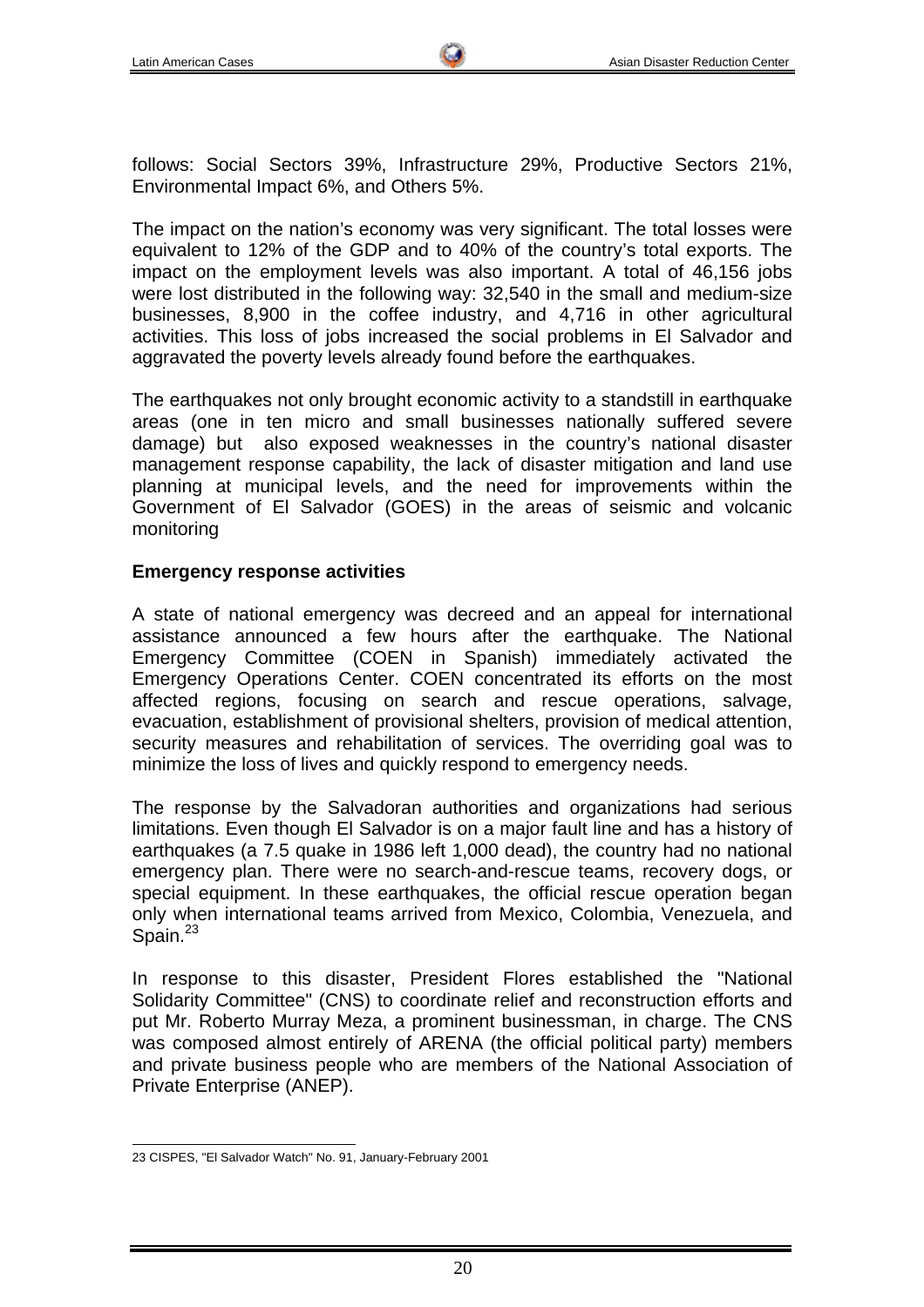follows: Social Sectors 39%, Infrastructure 29%, Productive Sectors 21%, Environmental Impact 6%, and Others 5%.

The impact on the nation's economy was very significant. The total losses were equivalent to 12% of the GDP and to 40% of the country's total exports. The impact on the employment levels was also important. A total of 46,156 jobs were lost distributed in the following way: 32,540 in the small and medium-size businesses, 8,900 in the coffee industry, and 4,716 in other agricultural activities. This loss of jobs increased the social problems in El Salvador and aggravated the poverty levels already found before the earthquakes.

The earthquakes not only brought economic activity to a standstill in earthquake areas (one in ten micro and small businesses nationally suffered severe damage) but also exposed weaknesses in the country's national disaster management response capability, the lack of disaster mitigation and land use planning at municipal levels, and the need for improvements within the Government of El Salvador (GOES) in the areas of seismic and volcanic monitoring

**Emergency response activities**

A state of national emergency was decreed and an appeal for international assistance announced a few hours after the earthquake. The National Emergency Committee (COEN in Spanish) immediately activated the Emergency Operations Center. COEN concentrated its efforts on the most affected regions, focusing on search and rescue operations, salvage, evacuation, establishment of provisional shelters, provision of medical attention, security measures and rehabilitation of services. The overriding goal was to minimize the loss of lives and quickly respond to emergency needs.

The response by the Salvadoran authorities and organizations had serious limitations. Even though El Salvador is on a major fault line and has a history of earthquakes (a 7.5 quake in 1986 left 1,000 dead), the country had no national emergency plan. There were no search-and-rescue teams, recovery dogs, or special equipment. In these earthquakes, the official rescue operation began only when international teams arrived from Mexico, Colombia, Venezuela, and Spain.[23]

In response to this disaster, President Flores established the "National Solidarity Committee" (CNS) to coordinate relief and reconstruction efforts and put Mr. Roberto Murray Meza, a prominent businessman, in charge. The CNS was composed almost entirely of ARENA (the official political party) members and private business people who are members of the National Association of Private Enterprise (ANEP).

23 CISPES, "El Salvador Watch" No. 91, January-February 2001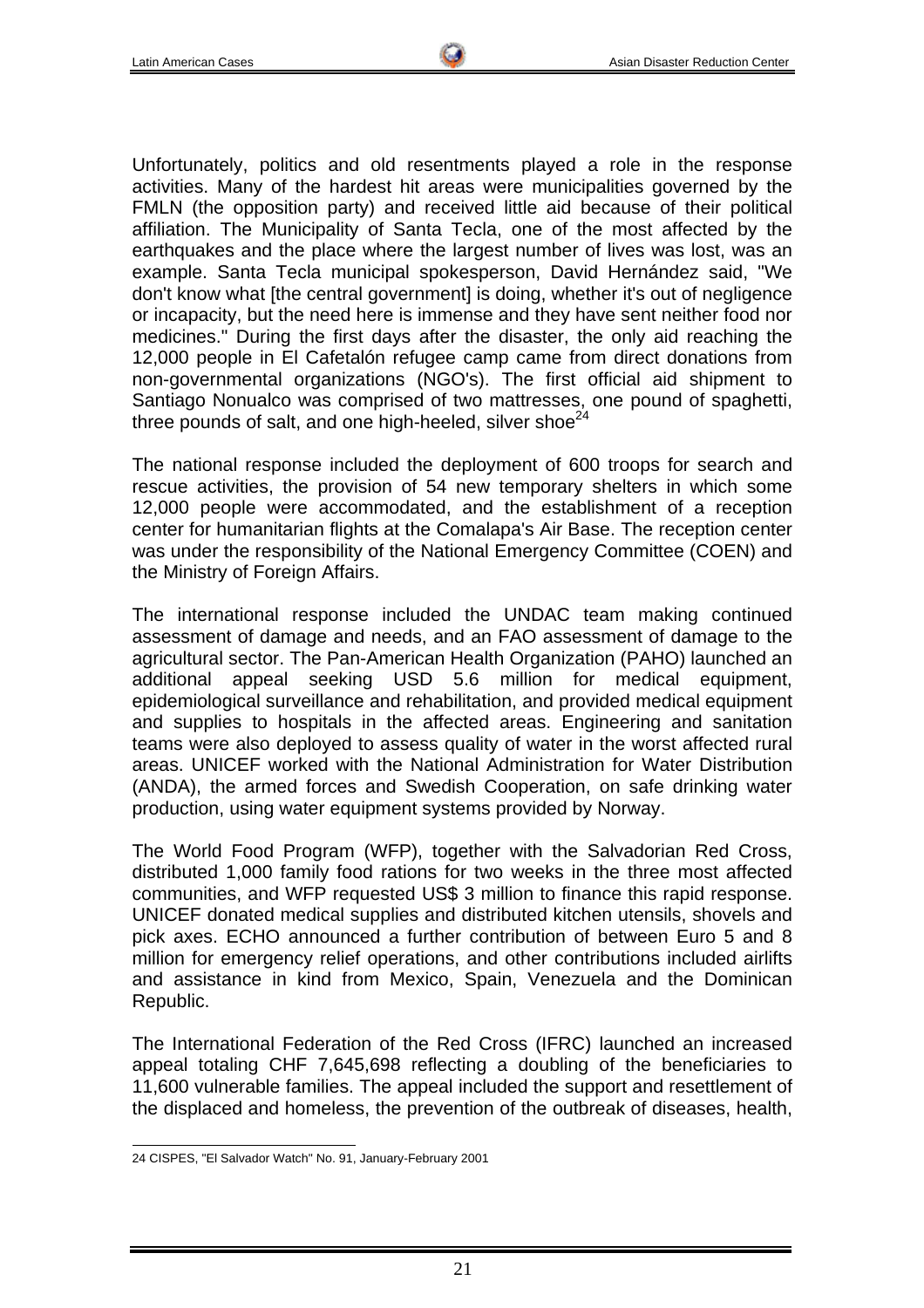Unfortunately, politics and old resentments played a role in the response activities. Many of the hardest hit areas were municipalities governed by the FMLN (the opposition party) and received little aid because of their political affiliation. The Municipality of Santa Tecla, one of the most affected by the earthquakes and the place where the largest number of lives was lost, was an example. Santa Tecla municipal spokesperson, David Hernández said, "We don't know what [the central government] is doing, whether it's out of negligence or incapacity, but the need here is immense and they have sent neither food nor medicines." During the first days after the disaster, the only aid reaching the 12,000 people in El Cafetalón refugee camp came from direct donations from non-governmental organizations (NGO's). The first official aid shipment to Santiago Nonualco was comprised of two mattresses, one pound of spaghetti, three pounds of salt, and one high-heeled, silver shoe[24]

The national response included the deployment of 600 troops for search and rescue activities, the provision of 54 new temporary shelters in which some 12,000 people were accommodated, and the establishment of a reception center for humanitarian flights at the Comalapa's Air Base. The reception center was under the responsibility of the National Emergency Committee (COEN) and the Ministry of Foreign Affairs.

The international response included the UNDAC team making continued assessment of damage and needs, and an FAO assessment of damage to the agricultural sector. The Pan-American Health Organization (PAHO) launched an additional appeal seeking USD 5.6 million for medical equipment, epidemiological surveillance and rehabilitation, and provided medical equipment and supplies to hospitals in the affected areas. Engineering and sanitation teams were also deployed to assess quality of water in the worst affected rural areas. UNICEF worked with the National Administration for Water Distribution (ANDA), the armed forces and Swedish Cooperation, on safe drinking water production, using water equipment systems provided by Norway.

The World Food Program (WFP), together with the Salvadorian Red Cross, distributed 1,000 family food rations for two weeks in the three most affected communities, and WFP requested US$ 3 million to finance this rapid response. UNICEF donated medical supplies and distributed kitchen utensils, shovels and pick axes. ECHO announced a further contribution of between Euro 5 and 8 million for emergency relief operations, and other contributions included airlifts and assistance in kind from Mexico, Spain, Venezuela and the Dominican Republic.

The International Federation of the Red Cross (IFRC) launched an increased appeal totaling CHF 7,645,698 reflecting a doubling of the beneficiaries to 11,600 vulnerable families. The appeal included the support and resettlement of the displaced and homeless, the prevention of the outbreak of diseases, health,

---

24 CISPES, "El Salvador Watch" No. 91, January-February 2001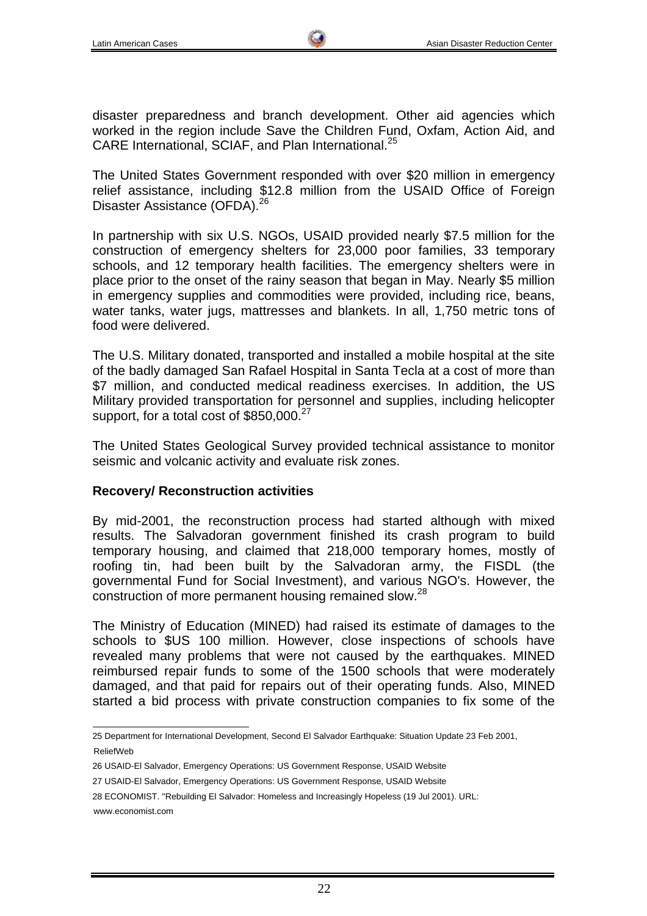disaster preparedness and branch development. Other aid agencies which worked in the region include Save the Children Fund, Oxfam, Action Aid, and CARE International, SCIAF, and Plan International.[25]

The United States Government responded with over $20 million in emergency relief assistance, including $12.8 million from the USAID Office of Foreign Disaster Assistance (OFDA).[26]

In partnership with six U.S. NGOs, USAID provided nearly $7.5 million for the construction of emergency shelters for 23,000 poor families, 33 temporary schools, and 12 temporary health facilities. The emergency shelters were in place prior to the onset of the rainy season that began in May. Nearly $5 million in emergency supplies and commodities were provided, including rice, beans, water tanks, water jugs, mattresses and blankets. In all, 1,750 metric tons of food were delivered.

The U.S. Military donated, transported and installed a mobile hospital at the site of the badly damaged San Rafael Hospital in Santa Tecla at a cost of more than $7 million, and conducted medical readiness exercises. In addition, the US Military provided transportation for personnel and supplies, including helicopter support, for a total cost of $850,000.[27]

The United States Geological Survey provided technical assistance to monitor seismic and volcanic activity and evaluate risk zones.

**Recovery/ Reconstruction activities**

By mid-2001, the reconstruction process had started although with mixed results. The Salvadoran government finished its crash program to build temporary housing, and claimed that 218,000 temporary homes, mostly of roofing tin, had been built by the Salvadoran army, the FISDL (the governmental Fund for Social Investment), and various NGO's. However, the construction of more permanent housing remained slow.[28]

The Ministry of Education (MINED) had raised its estimate of damages to the schools to $US 100 million. However, close inspections of schools have revealed many problems that were not caused by the earthquakes. MINED reimbursed repair funds to some of the 1500 schools that were moderately damaged, and that paid for repairs out of their operating funds. Also, MINED started a bid process with private construction companies to fix some of the

---

25 Department for International Development, Second El Salvador Earthquake: Situation Update 23 Feb 2001, ReliefWeb

26 USAID-El Salvador, Emergency Operations: US Government Response, USAID Website

27 USAID-El Salvador, Emergency Operations: US Government Response, USAID Website

28 ECONOMIST. "Rebuilding El Salvador: Homeless and Increasingly Hopeless (19 Jul 2001). URL: www.economist.com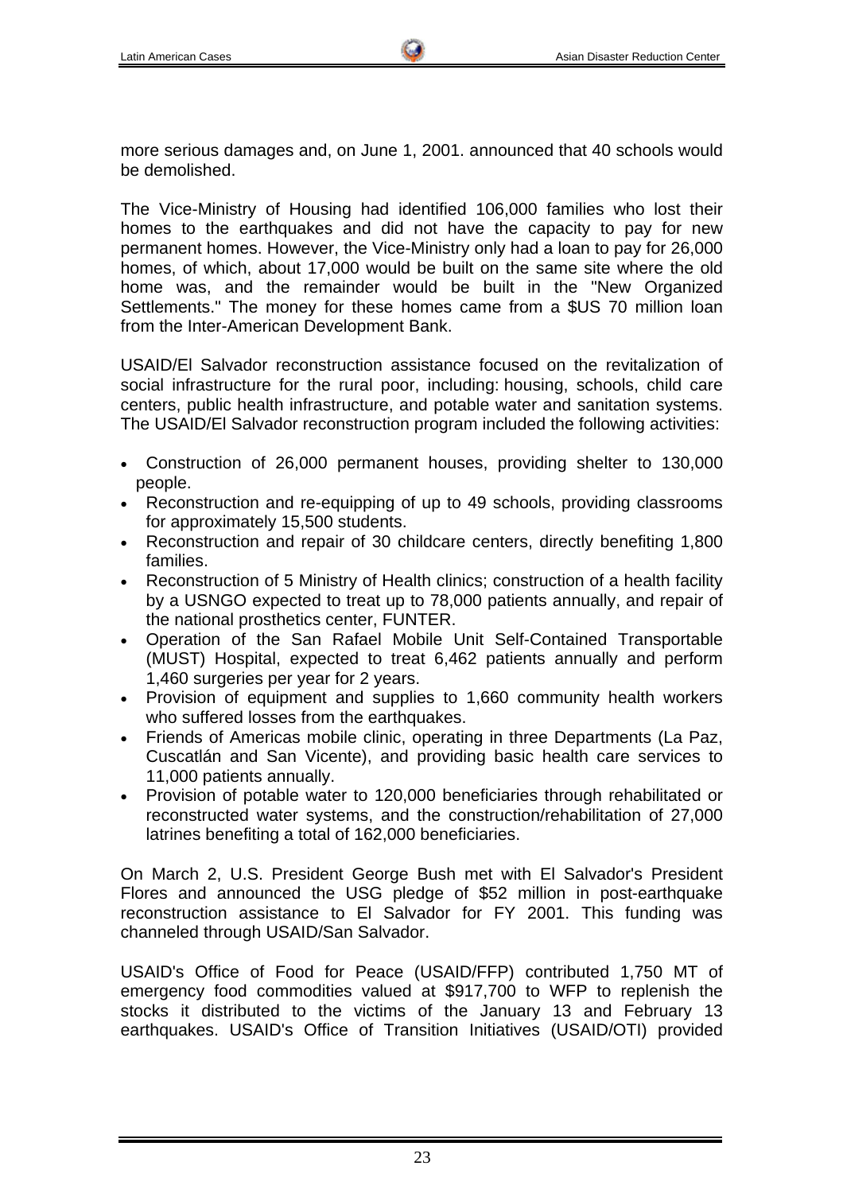more serious damages and, on June 1, 2001. announced that 40 schools would be demolished.

The Vice-Ministry of Housing had identified 106,000 families who lost their homes to the earthquakes and did not have the capacity to pay for new permanent homes. However, the Vice-Ministry only had a loan to pay for 26,000 homes, of which, about 17,000 would be built on the same site where the old home was, and the remainder would be built in the "New Organized Settlements." The money for these homes came from a $US 70 million loan from the Inter-American Development Bank.

USAID/El Salvador reconstruction assistance focused on the revitalization of social infrastructure for the rural poor, including: housing, schools, child care centers, public health infrastructure, and potable water and sanitation systems. The USAID/El Salvador reconstruction program included the following activities:

- Construction of 26,000 permanent houses, providing shelter to 130,000 people.
- Reconstruction and re-equipping of up to 49 schools, providing classrooms for approximately 15,500 students.
- Reconstruction and repair of 30 childcare centers, directly benefiting 1,800 families.
- Reconstruction of 5 Ministry of Health clinics; construction of a health facility by a USNGO expected to treat up to 78,000 patients annually, and repair of the national prosthetics center, FUNTER.
- Operation of the San Rafael Mobile Unit Self-Contained Transportable (MUST) Hospital, expected to treat 6,462 patients annually and perform 1,460 surgeries per year for 2 years.
- Provision of equipment and supplies to 1,660 community health workers who suffered losses from the earthquakes.
- Friends of Americas mobile clinic, operating in three Departments (La Paz, Cuscatlán and San Vicente), and providing basic health care services to 11,000 patients annually.
- Provision of potable water to 120,000 beneficiaries through rehabilitated or reconstructed water systems, and the construction/rehabilitation of 27,000 latrines benefiting a total of 162,000 beneficiaries.

On March 2, U.S. President George Bush met with El Salvador's President Flores and announced the USG pledge of $52 million in post-earthquake reconstruction assistance to El Salvador for FY 2001. This funding was channeled through USAID/San Salvador.

USAID's Office of Food for Peace (USAID/FFP) contributed 1,750 MT of emergency food commodities valued at $917,700 to WFP to replenish the stocks it distributed to the victims of the January 13 and February 13 earthquakes. USAID's Office of Transition Initiatives (USAID/OTI) provided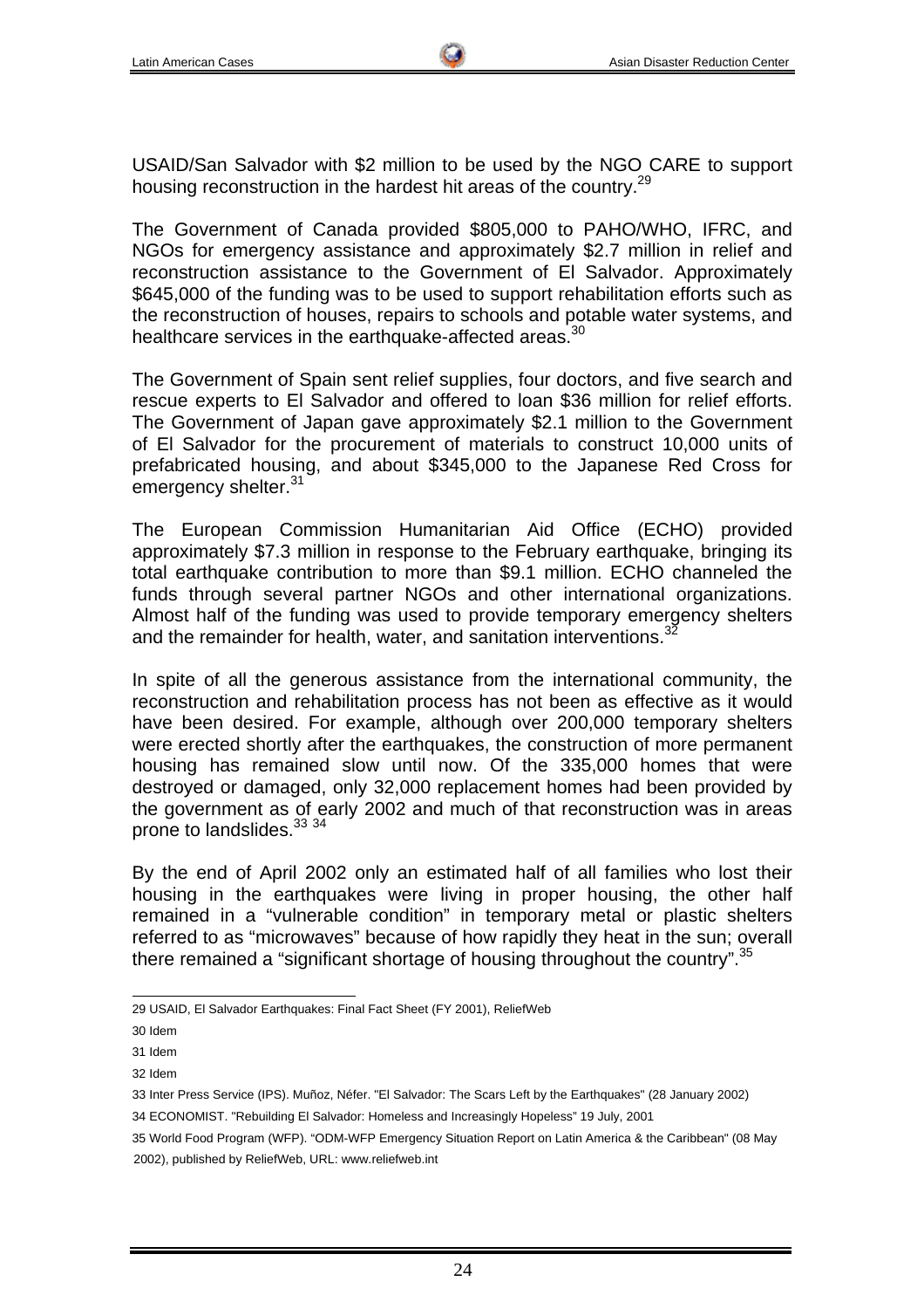USAID/San Salvador with $2 million to be used by the NGO CARE to support housing reconstruction in the hardest hit areas of the country.[29]

The Government of Canada provided $805,000 to PAHO/WHO, IFRC, and NGOs for emergency assistance and approximately $2.7 million in relief and reconstruction assistance to the Government of El Salvador. Approximately $645,000 of the funding was to be used to support rehabilitation efforts such as the reconstruction of houses, repairs to schools and potable water systems, and healthcare services in the earthquake-affected areas.[30]

The Government of Spain sent relief supplies, four doctors, and five search and rescue experts to El Salvador and offered to loan $36 million for relief efforts. The Government of Japan gave approximately $2.1 million to the Government of El Salvador for the procurement of materials to construct 10,000 units of prefabricated housing, and about $345,000 to the Japanese Red Cross for emergency shelter.[31]

The European Commission Humanitarian Aid Office (ECHO) provided approximately $7.3 million in response to the February earthquake, bringing its total earthquake contribution to more than $9.1 million. ECHO channeled the funds through several partner NGOs and other international organizations. Almost half of the funding was used to provide temporary emergency shelters and the remainder for health, water, and sanitation interventions.[32]

In spite of all the generous assistance from the international community, the reconstruction and rehabilitation process has not been as effective as it would have been desired. For example, although over 200,000 temporary shelters were erected shortly after the earthquakes, the construction of more permanent housing has remained slow until now. Of the 335,000 homes that were destroyed or damaged, only 32,000 replacement homes had been provided by the government as of early 2002 and much of that reconstruction was in areas prone to landslides.[33] [34]

By the end of April 2002 only an estimated half of all families who lost their housing in the earthquakes were living in proper housing, the other half remained in a "vulnerable condition" in temporary metal or plastic shelters referred to as "microwaves" because of how rapidly they heat in the sun; overall there remained a "significant shortage of housing throughout the country".[35]

---

29 USAID, El Salvador Earthquakes: Final Fact Sheet (FY 2001), ReliefWeb

30 Idem

31 Idem

32 Idem

33 Inter Press Service (IPS). Muñoz, Néfer. "El Salvador: The Scars Left by the Earthquakes" (28 January 2002)

34 ECONOMIST. "Rebuilding El Salvador: Homeless and Increasingly Hopeless" 19 July, 2001

35 World Food Program (WFP). "ODM-WFP Emergency Situation Report on Latin America & the Caribbean" (08 May 2002), published by ReliefWeb, URL: www.reliefweb.int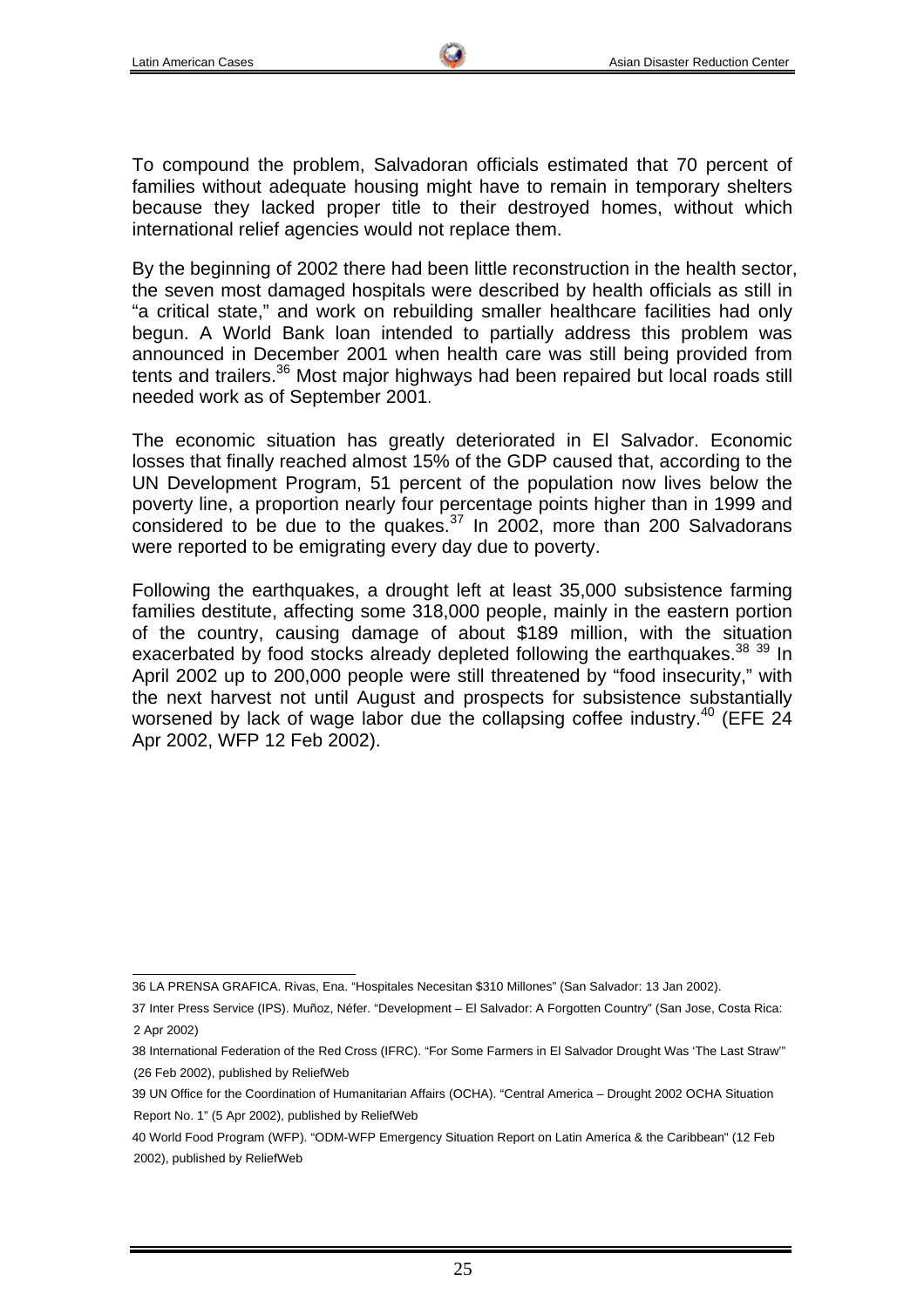To compound the problem, Salvadoran officials estimated that 70 percent of families without adequate housing might have to remain in temporary shelters because they lacked proper title to their destroyed homes, without which international relief agencies would not replace them.

By the beginning of 2002 there had been little reconstruction in the health sector, the seven most damaged hospitals were described by health officials as still in "a critical state," and work on rebuilding smaller healthcare facilities had only begun. A World Bank loan intended to partially address this problem was announced in December 2001 when health care was still being provided from tents and trailers.[36] Most major highways had been repaired but local roads still needed work as of September 2001.

The economic situation has greatly deteriorated in El Salvador. Economic losses that finally reached almost 15% of the GDP caused that, according to the UN Development Program, 51 percent of the population now lives below the poverty line, a proportion nearly four percentage points higher than in 1999 and considered to be due to the quakes.[37] In 2002, more than 200 Salvadorans were reported to be emigrating every day due to poverty.

Following the earthquakes, a drought left at least 35,000 subsistence farming families destitute, affecting some 318,000 people, mainly in the eastern portion of the country, causing damage of about $189 million, with the situation exacerbated by food stocks already depleted following the earthquakes.[38] [39] In April 2002 up to 200,000 people were still threatened by "food insecurity," with the next harvest not until August and prospects for subsistence substantially worsened by lack of wage labor due the collapsing coffee industry.[40] (EFE 24 Apr 2002, WFP 12 Feb 2002).

---

36 LA PRENSA GRAFICA. Rivas, Ena. "Hospitales Necesitan $310 Millones" (San Salvador: 13 Jan 2002).

37 Inter Press Service (IPS). Muñoz, Néfer. "Development – El Salvador: A Forgotten Country" (San Jose, Costa Rica: 2 Apr 2002)

38 International Federation of the Red Cross (IFRC). "For Some Farmers in El Salvador Drought Was 'The Last Straw'" (26 Feb 2002), published by ReliefWeb

39 UN Office for the Coordination of Humanitarian Affairs (OCHA). "Central America – Drought 2002 OCHA Situation Report No. 1" (5 Apr 2002), published by ReliefWeb

40 World Food Program (WFP). "ODM-WFP Emergency Situation Report on Latin America & the Caribbean" (12 Feb 2002), published by ReliefWeb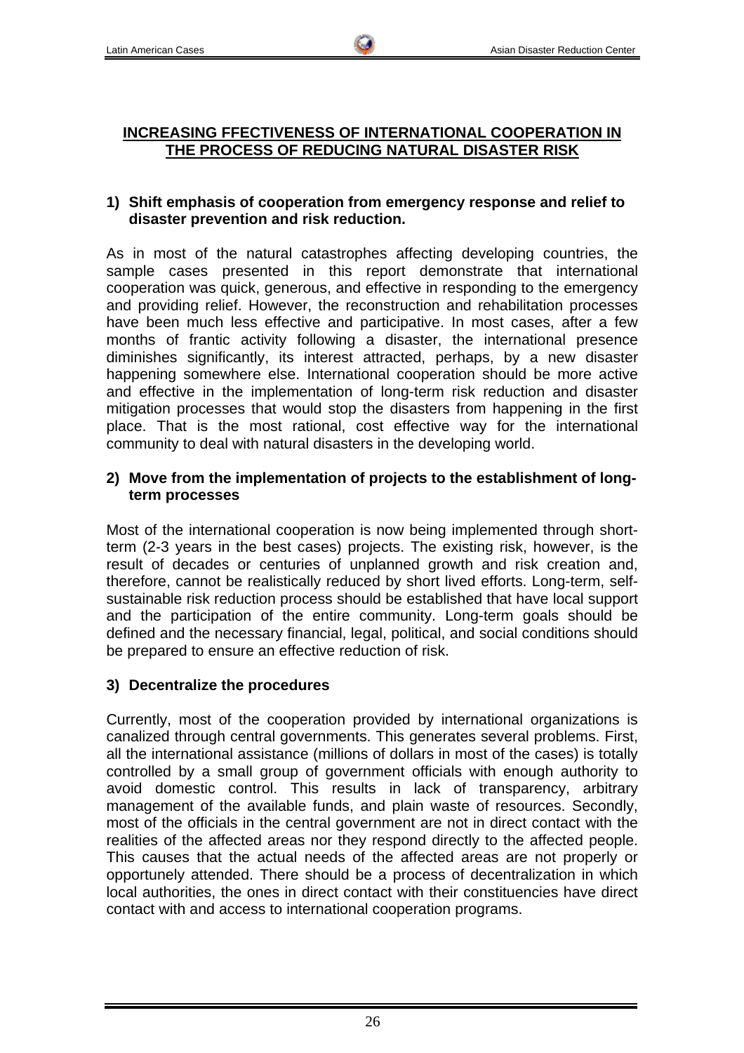## INCREASING FFECTIVENESS OF INTERNATIONAL COOPERATION IN THE PROCESS OF REDUCING NATURAL DISASTER RISK

### 1) Shift emphasis of cooperation from emergency response and relief to disaster prevention and risk reduction.

As in most of the natural catastrophes affecting developing countries, the sample cases presented in this report demonstrate that international cooperation was quick, generous, and effective in responding to the emergency and providing relief. However, the reconstruction and rehabilitation processes have been much less effective and participative. In most cases, after a few months of frantic activity following a disaster, the international presence diminishes significantly, its interest attracted, perhaps, by a new disaster happening somewhere else. International cooperation should be more active and effective in the implementation of long-term risk reduction and disaster mitigation processes that would stop the disasters from happening in the first place. That is the most rational, cost effective way for the international community to deal with natural disasters in the developing world.

### 2) Move from the implementation of projects to the establishment of long-term processes

Most of the international cooperation is now being implemented through short-term (2-3 years in the best cases) projects. The existing risk, however, is the result of decades or centuries of unplanned growth and risk creation and, therefore, cannot be realistically reduced by short lived efforts. Long-term, self-sustainable risk reduction process should be established that have local support and the participation of the entire community. Long-term goals should be defined and the necessary financial, legal, political, and social conditions should be prepared to ensure an effective reduction of risk.

### 3) Decentralize the procedures

Currently, most of the cooperation provided by international organizations is canalized through central governments. This generates several problems. First, all the international assistance (millions of dollars in most of the cases) is totally controlled by a small group of government officials with enough authority to avoid domestic control. This results in lack of transparency, arbitrary management of the available funds, and plain waste of resources. Secondly, most of the officials in the central government are not in direct contact with the realities of the affected areas nor they respond directly to the affected people. This causes that the actual needs of the affected areas are not properly or opportunely attended. There should be a process of decentralization in which local authorities, the ones in direct contact with their constituencies have direct contact with and access to international cooperation programs.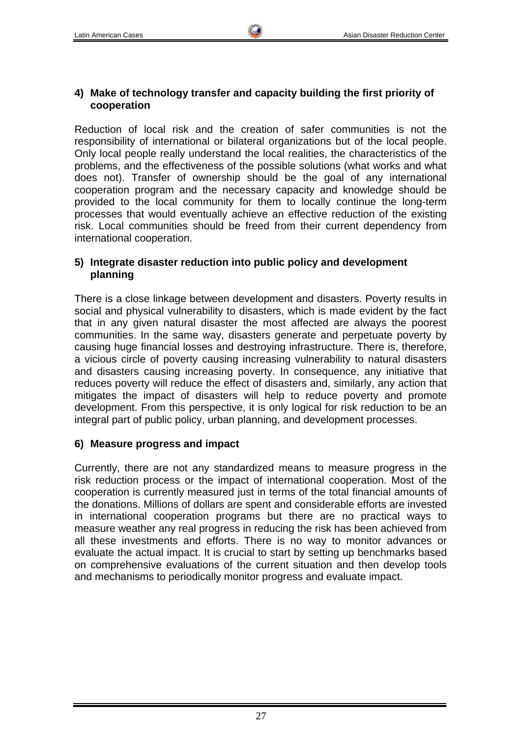### 4) Make of technology transfer and capacity building the first priority of cooperation

Reduction of local risk and the creation of safer communities is not the responsibility of international or bilateral organizations but of the local people. Only local people really understand the local realities, the characteristics of the problems, and the effectiveness of the possible solutions (what works and what does not). Transfer of ownership should be the goal of any international cooperation program and the necessary capacity and knowledge should be provided to the local community for them to locally continue the long-term processes that would eventually achieve an effective reduction of the existing risk. Local communities should be freed from their current dependency from international cooperation.

### 5) Integrate disaster reduction into public policy and development planning

There is a close linkage between development and disasters. Poverty results in social and physical vulnerability to disasters, which is made evident by the fact that in any given natural disaster the most affected are always the poorest communities. In the same way, disasters generate and perpetuate poverty by causing huge financial losses and destroying infrastructure. There is, therefore, a vicious circle of poverty causing increasing vulnerability to natural disasters and disasters causing increasing poverty. In consequence, any initiative that reduces poverty will reduce the effect of disasters and, similarly, any action that mitigates the impact of disasters will help to reduce poverty and promote development. From this perspective, it is only logical for risk reduction to be an integral part of public policy, urban planning, and development processes.

### 6) Measure progress and impact

Currently, there are not any standardized means to measure progress in the risk reduction process or the impact of international cooperation. Most of the cooperation is currently measured just in terms of the total financial amounts of the donations. Millions of dollars are spent and considerable efforts are invested in international cooperation programs but there are no practical ways to measure weather any real progress in reducing the risk has been achieved from all these investments and efforts. There is no way to monitor advances or evaluate the actual impact. It is crucial to start by setting up benchmarks based on comprehensive evaluations of the current situation and then develop tools and mechanisms to periodically monitor progress and evaluate impact.